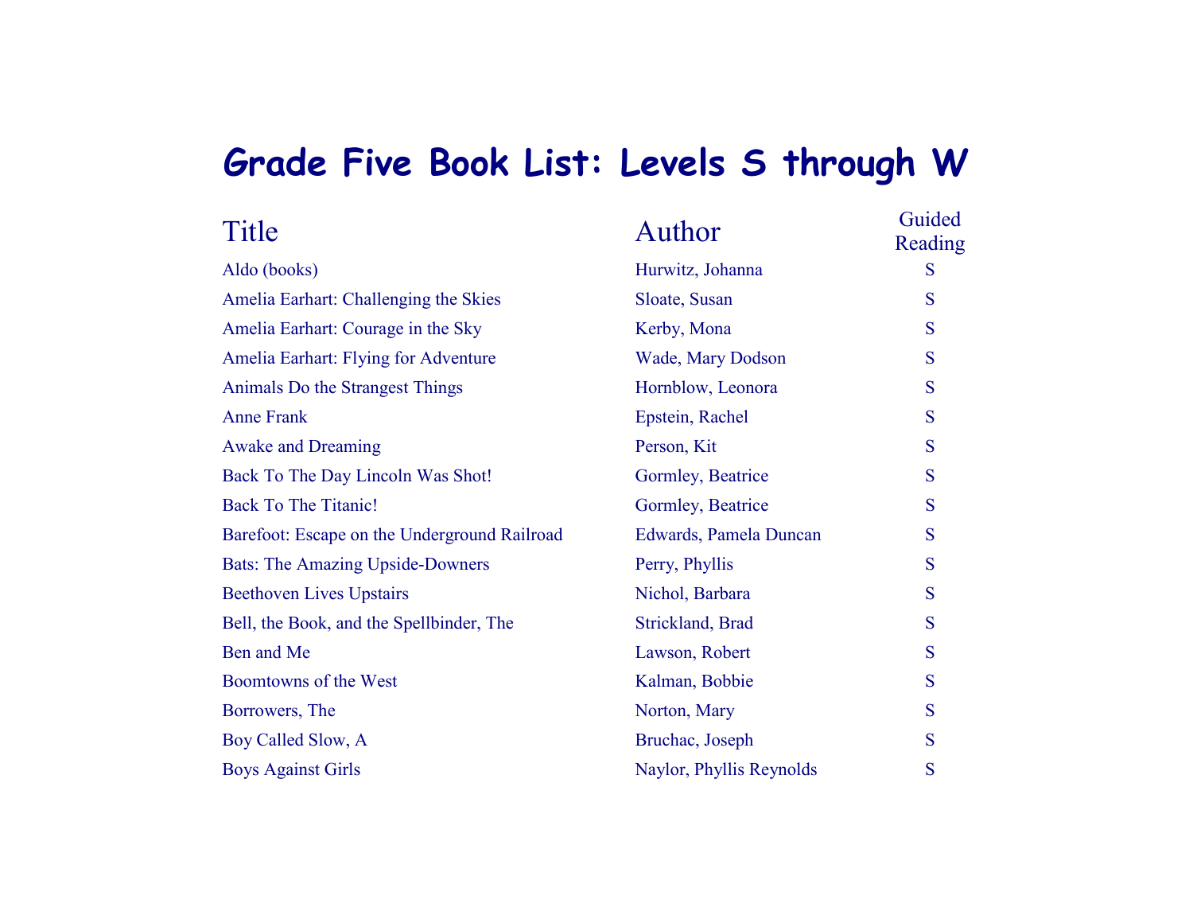# Grade Five Book List: Levels S through W

| Title | Author | Guided Reading |
|---|---|---|
| Aldo (books) | Hurwitz, Johanna | S |
| Amelia Earhart: Challenging the Skies | Sloate, Susan | S |
| Amelia Earhart: Courage in the Sky | Kerby, Mona | S |
| Amelia Earhart: Flying for Adventure | Wade, Mary Dodson | S |
| Animals Do the Strangest Things | Hornblow, Leonora | S |
| Anne Frank | Epstein, Rachel | S |
| Awake and Dreaming | Person, Kit | S |
| Back To The Day Lincoln Was Shot! | Gormley, Beatrice | S |
| Back To The Titanic! | Gormley, Beatrice | S |
| Barefoot: Escape on the Underground Railroad | Edwards, Pamela Duncan | S |
| Bats: The Amazing Upside-Downers | Perry, Phyllis | S |
| Beethoven Lives Upstairs | Nichol, Barbara | S |
| Bell, the Book, and the Spellbinder, The | Strickland, Brad | S |
| Ben and Me | Lawson, Robert | S |
| Boomtowns of the West | Kalman, Bobbie | S |
| Borrowers, The | Norton, Mary | S |
| Boy Called Slow, A | Bruchac, Joseph | S |
| Boys Against Girls | Naylor, Phyllis Reynolds | S |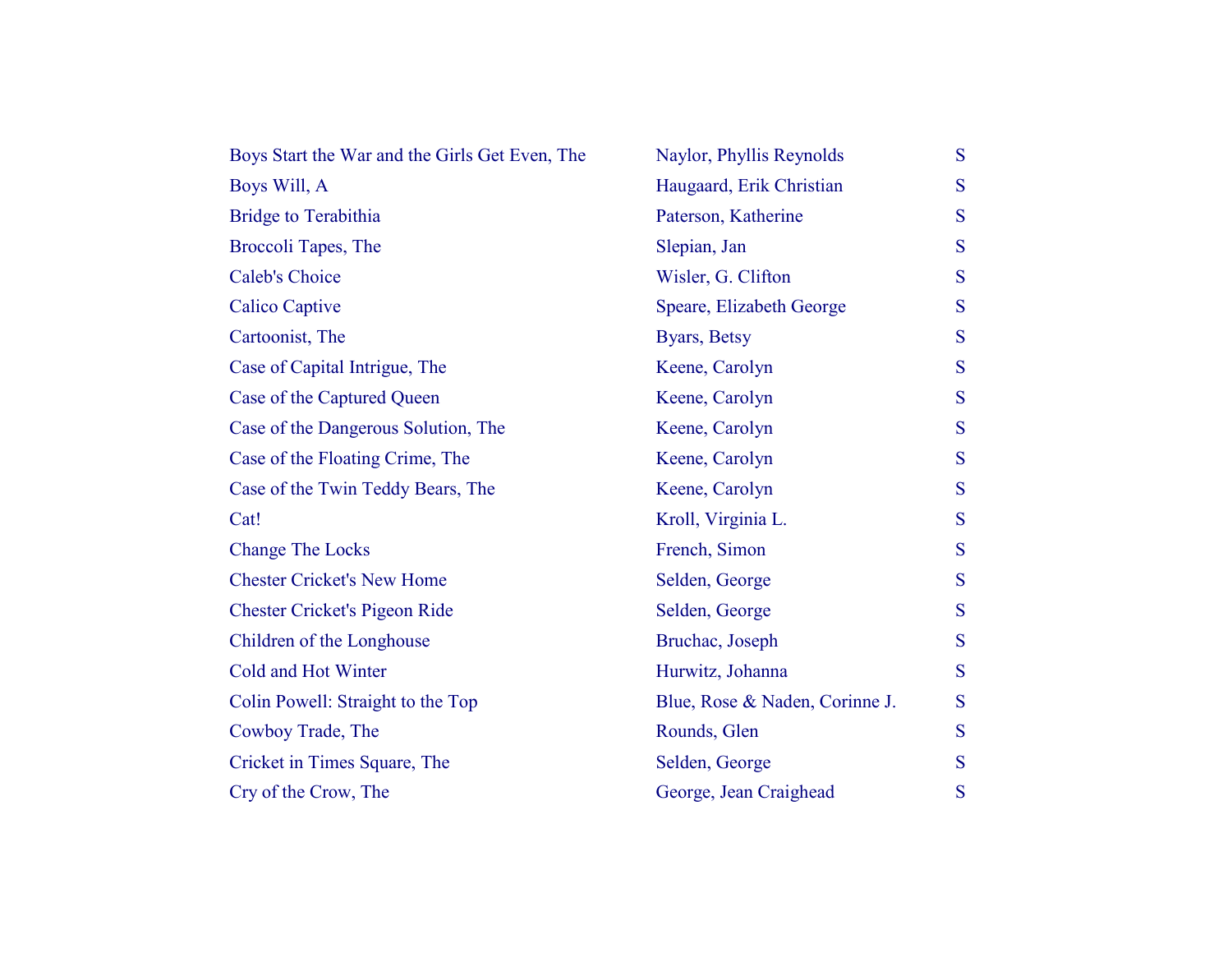| | | |
|---|---|---|
| Boys Start the War and the Girls Get Even, The | Naylor, Phyllis Reynolds | S |
| Boys Will, A | Haugaard, Erik Christian | S |
| Bridge to Terabithia | Paterson, Katherine | S |
| Broccoli Tapes, The | Slepian, Jan | S |
| Caleb's Choice | Wisler, G. Clifton | S |
| Calico Captive | Speare, Elizabeth George | S |
| Cartoonist, The | Byars, Betsy | S |
| Case of Capital Intrigue, The | Keene, Carolyn | S |
| Case of the Captured Queen | Keene, Carolyn | S |
| Case of the Dangerous Solution, The | Keene, Carolyn | S |
| Case of the Floating Crime, The | Keene, Carolyn | S |
| Case of the Twin Teddy Bears, The | Keene, Carolyn | S |
| Cat! | Kroll, Virginia L. | S |
| Change The Locks | French, Simon | S |
| Chester Cricket's New Home | Selden, George | S |
| Chester Cricket's Pigeon Ride | Selden, George | S |
| Children of the Longhouse | Bruchac, Joseph | S |
| Cold and Hot Winter | Hurwitz, Johanna | S |
| Colin Powell: Straight to the Top | Blue, Rose & Naden, Corinne J. | S |
| Cowboy Trade, The | Rounds, Glen | S |
| Cricket in Times Square, The | Selden, George | S |
| Cry of the Crow, The | George, Jean Craighead | S |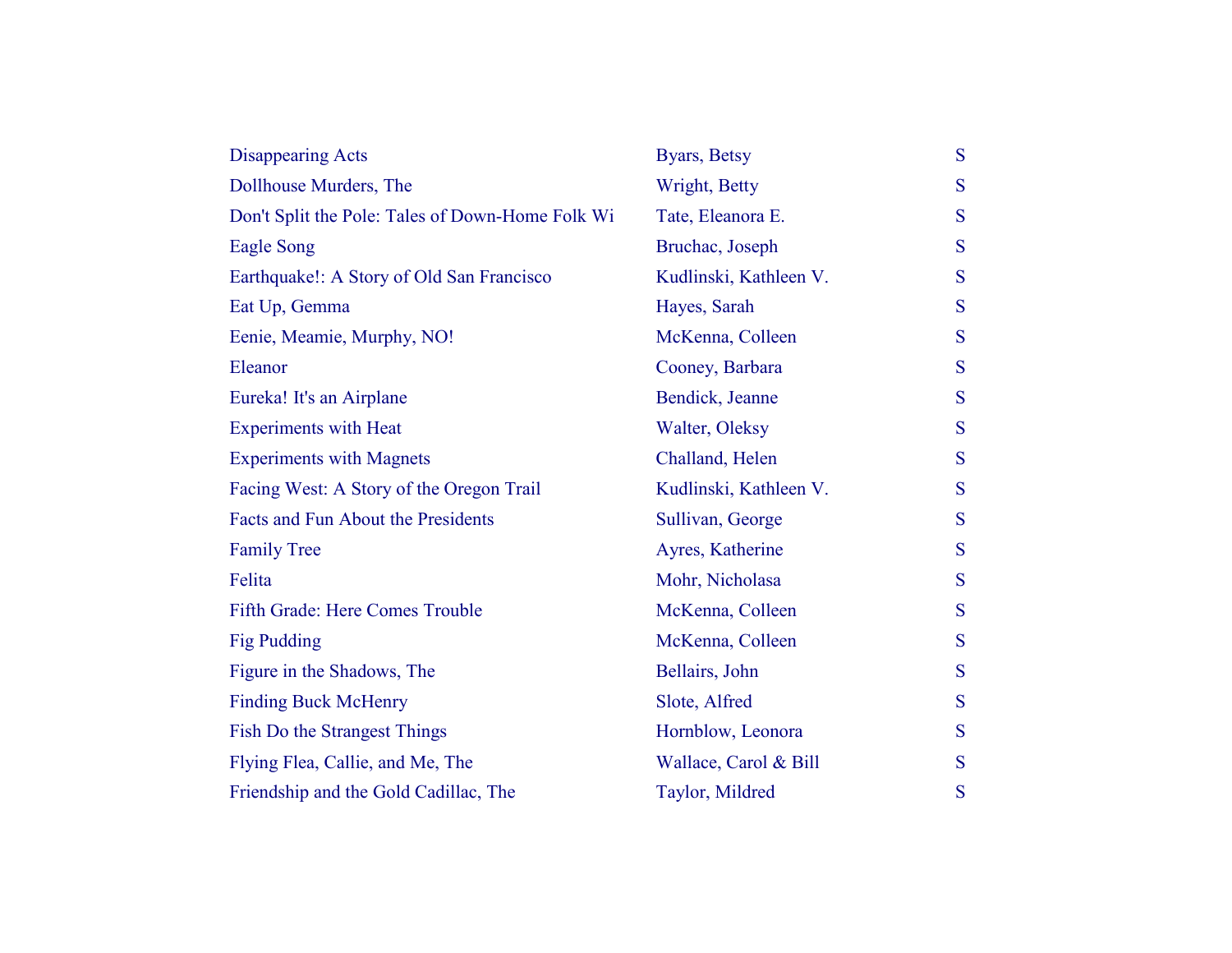| | | |
|---|---|---|
| Disappearing Acts | Byars, Betsy | S |
| Dollhouse Murders, The | Wright, Betty | S |
| Don't Split the Pole: Tales of Down-Home Folk Wi | Tate, Eleanora E. | S |
| Eagle Song | Bruchac, Joseph | S |
| Earthquake!: A Story of Old San Francisco | Kudlinski, Kathleen V. | S |
| Eat Up, Gemma | Hayes, Sarah | S |
| Eenie, Meamie, Murphy, NO! | McKenna, Colleen | S |
| Eleanor | Cooney, Barbara | S |
| Eureka! It's an Airplane | Bendick, Jeanne | S |
| Experiments with Heat | Walter, Oleksy | S |
| Experiments with Magnets | Challand, Helen | S |
| Facing West: A Story of the Oregon Trail | Kudlinski, Kathleen V. | S |
| Facts and Fun About the Presidents | Sullivan, George | S |
| Family Tree | Ayres, Katherine | S |
| Felita | Mohr, Nicholasa | S |
| Fifth Grade: Here Comes Trouble | McKenna, Colleen | S |
| Fig Pudding | McKenna, Colleen | S |
| Figure in the Shadows, The | Bellairs, John | S |
| Finding Buck McHenry | Slote, Alfred | S |
| Fish Do the Strangest Things | Hornblow, Leonora | S |
| Flying Flea, Callie, and Me, The | Wallace, Carol & Bill | S |
| Friendship and the Gold Cadillac, The | Taylor, Mildred | S |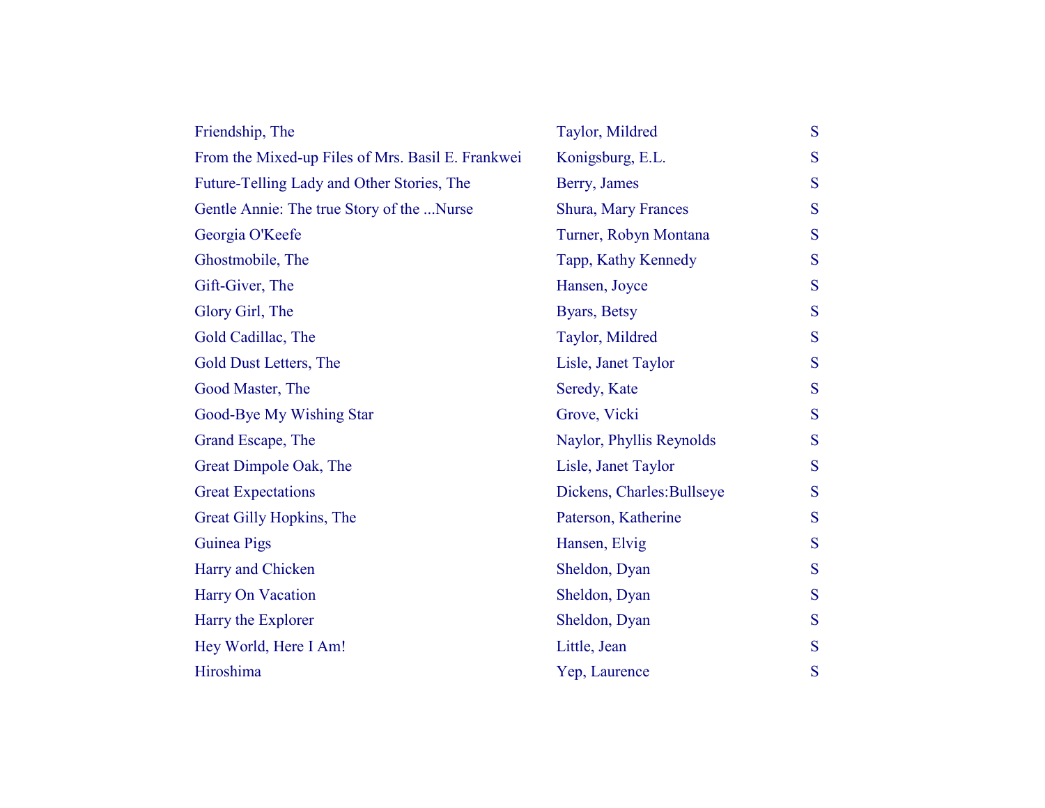| | | |
|---|---|---|
| Friendship, The | Taylor, Mildred | S |
| From the Mixed-up Files of Mrs. Basil E. Frankwei | Konigsburg, E.L. | S |
| Future-Telling Lady and Other Stories, The | Berry, James | S |
| Gentle Annie: The true Story of the ...Nurse | Shura, Mary Frances | S |
| Georgia O'Keefe | Turner, Robyn Montana | S |
| Ghostmobile, The | Tapp, Kathy Kennedy | S |
| Gift-Giver, The | Hansen, Joyce | S |
| Glory Girl, The | Byars, Betsy | S |
| Gold Cadillac, The | Taylor, Mildred | S |
| Gold Dust Letters, The | Lisle, Janet Taylor | S |
| Good Master, The | Seredy, Kate | S |
| Good-Bye My Wishing Star | Grove, Vicki | S |
| Grand Escape, The | Naylor, Phyllis Reynolds | S |
| Great Dimpole Oak, The | Lisle, Janet Taylor | S |
| Great Expectations | Dickens, Charles:Bullseye | S |
| Great Gilly Hopkins, The | Paterson, Katherine | S |
| Guinea Pigs | Hansen, Elvig | S |
| Harry and Chicken | Sheldon, Dyan | S |
| Harry On Vacation | Sheldon, Dyan | S |
| Harry the Explorer | Sheldon, Dyan | S |
| Hey World, Here I Am! | Little, Jean | S |
| Hiroshima | Yep, Laurence | S |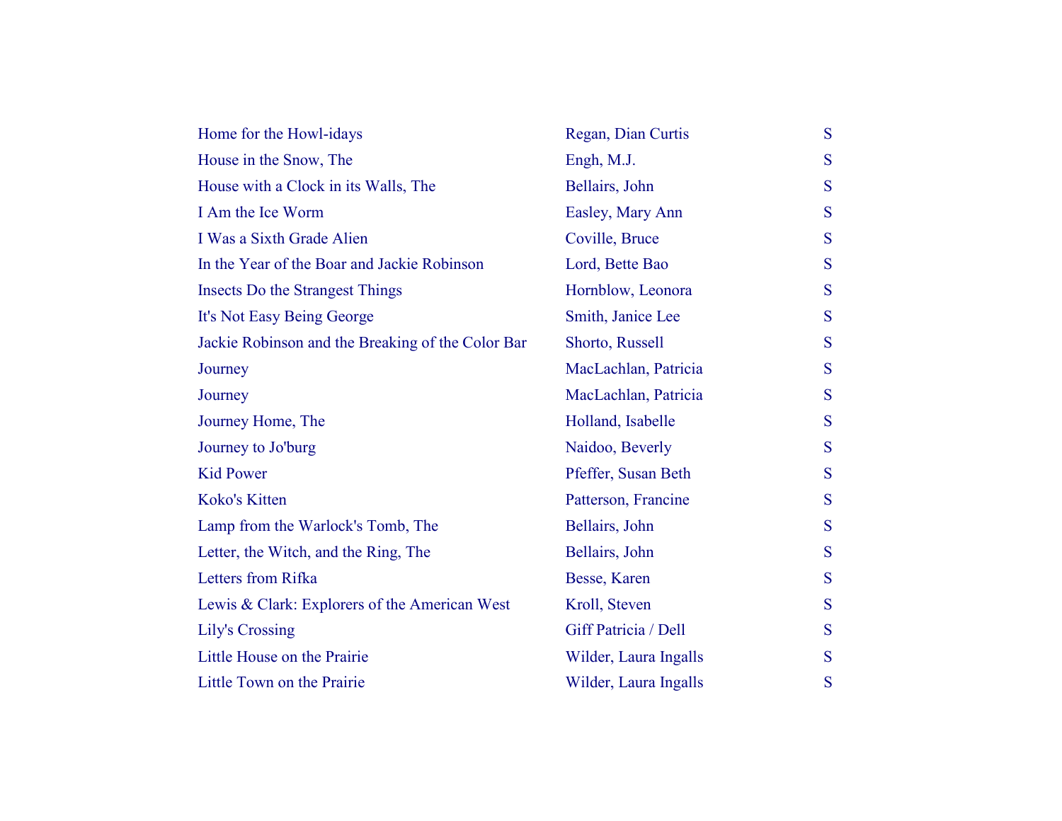| | | |
|---|---|---|
| Home for the Howl-idays | Regan, Dian Curtis | S |
| House in the Snow, The | Engh, M.J. | S |
| House with a Clock in its Walls, The | Bellairs, John | S |
| I Am the Ice Worm | Easley, Mary Ann | S |
| I Was a Sixth Grade Alien | Coville, Bruce | S |
| In the Year of the Boar and Jackie Robinson | Lord, Bette Bao | S |
| Insects Do the Strangest Things | Hornblow, Leonora | S |
| It's Not Easy Being George | Smith, Janice Lee | S |
| Jackie Robinson and the Breaking of the Color Bar | Shorto, Russell | S |
| Journey | MacLachlan, Patricia | S |
| Journey | MacLachlan, Patricia | S |
| Journey Home, The | Holland, Isabelle | S |
| Journey to Jo'burg | Naidoo, Beverly | S |
| Kid Power | Pfeffer, Susan Beth | S |
| Koko's Kitten | Patterson, Francine | S |
| Lamp from the Warlock's Tomb, The | Bellairs, John | S |
| Letter, the Witch, and the Ring, The | Bellairs, John | S |
| Letters from Rifka | Besse, Karen | S |
| Lewis & Clark: Explorers of the American West | Kroll, Steven | S |
| Lily's Crossing | Giff Patricia / Dell | S |
| Little House on the Prairie | Wilder, Laura Ingalls | S |
| Little Town on the Prairie | Wilder, Laura Ingalls | S |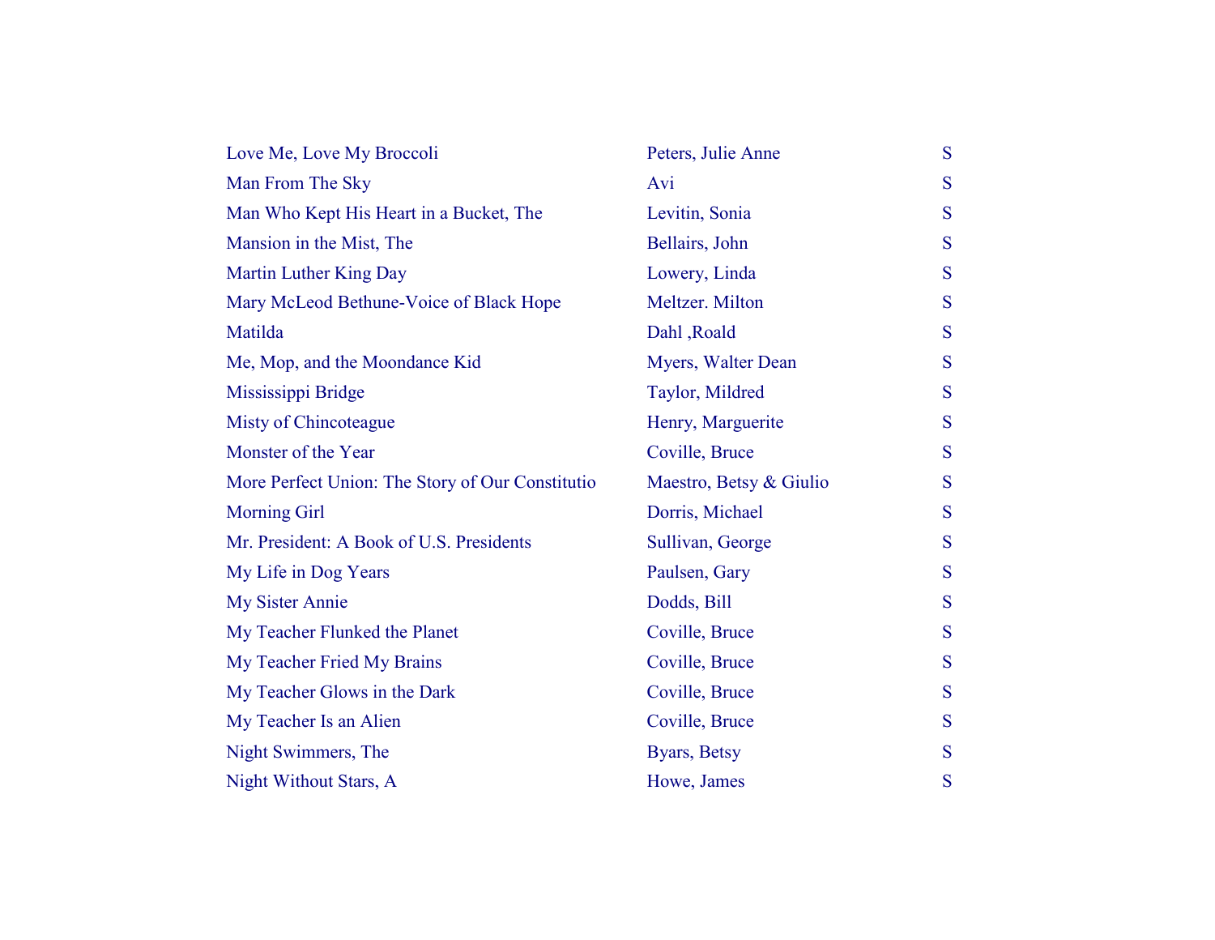| | | |
|---|---|---|
| Love Me, Love My Broccoli | Peters, Julie Anne | S |
| Man From The Sky | Avi | S |
| Man Who Kept His Heart in a Bucket, The | Levitin, Sonia | S |
| Mansion in the Mist, The | Bellairs, John | S |
| Martin Luther King Day | Lowery, Linda | S |
| Mary McLeod Bethune-Voice of Black Hope | Meltzer. Milton | S |
| Matilda | Dahl ,Roald | S |
| Me, Mop, and the Moondance Kid | Myers, Walter Dean | S |
| Mississippi Bridge | Taylor, Mildred | S |
| Misty of Chincoteague | Henry, Marguerite | S |
| Monster of the Year | Coville, Bruce | S |
| More Perfect Union: The Story of Our Constitutio | Maestro, Betsy & Giulio | S |
| Morning Girl | Dorris, Michael | S |
| Mr. President: A Book of U.S. Presidents | Sullivan, George | S |
| My Life in Dog Years | Paulsen, Gary | S |
| My Sister Annie | Dodds, Bill | S |
| My Teacher Flunked the Planet | Coville, Bruce | S |
| My Teacher Fried My Brains | Coville, Bruce | S |
| My Teacher Glows in the Dark | Coville, Bruce | S |
| My Teacher Is an Alien | Coville, Bruce | S |
| Night Swimmers, The | Byars, Betsy | S |
| Night Without Stars, A | Howe, James | S |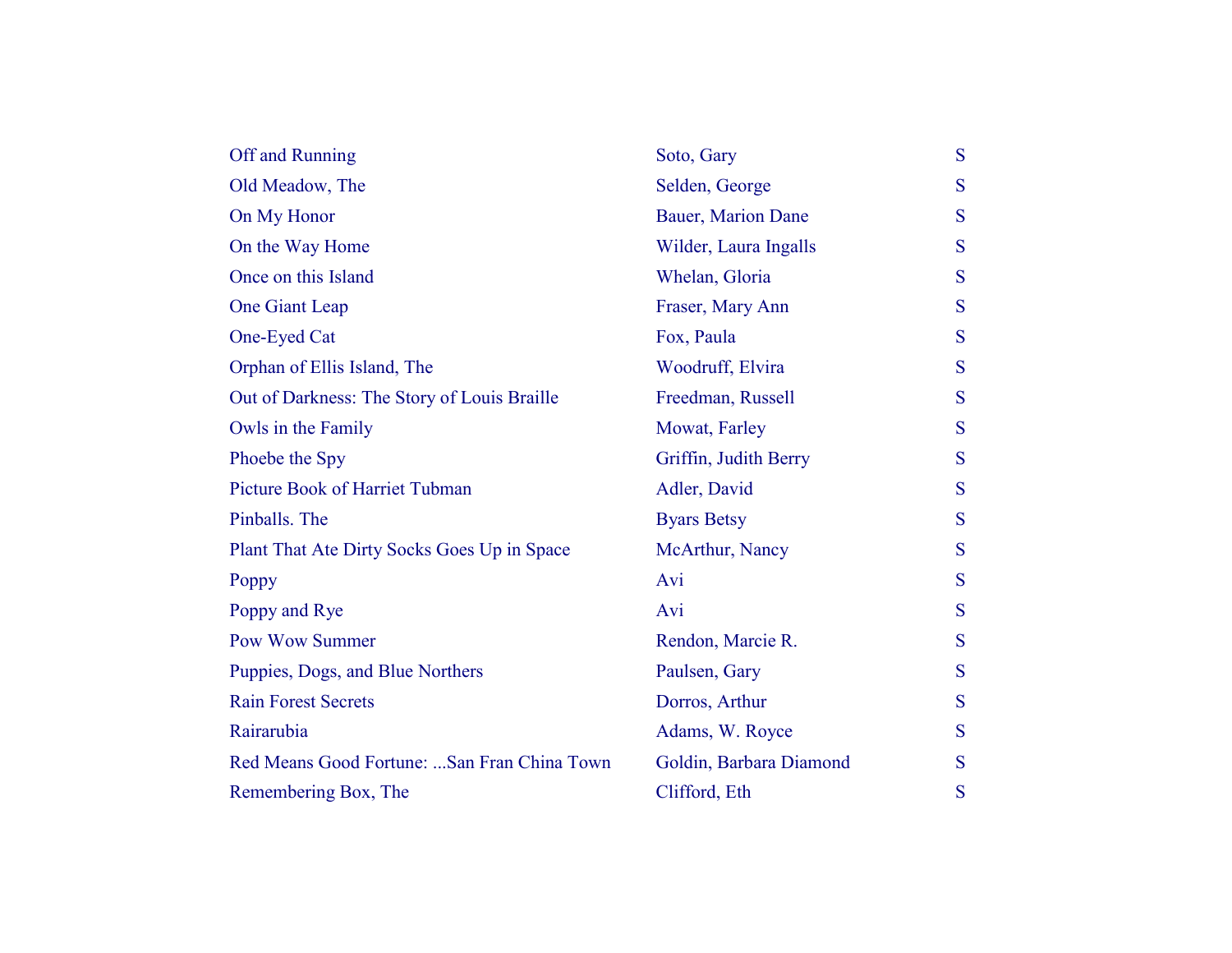| | | |
|---|---|---|
| Off and Running | Soto, Gary | S |
| Old Meadow, The | Selden, George | S |
| On My Honor | Bauer, Marion Dane | S |
| On the Way Home | Wilder, Laura Ingalls | S |
| Once on this Island | Whelan, Gloria | S |
| One Giant Leap | Fraser, Mary Ann | S |
| One-Eyed Cat | Fox, Paula | S |
| Orphan of Ellis Island, The | Woodruff, Elvira | S |
| Out of Darkness: The Story of Louis Braille | Freedman, Russell | S |
| Owls in the Family | Mowat, Farley | S |
| Phoebe the Spy | Griffin, Judith Berry | S |
| Picture Book of Harriet Tubman | Adler, David | S |
| Pinballs. The | Byars Betsy | S |
| Plant That Ate Dirty Socks Goes Up in Space | McArthur, Nancy | S |
| Poppy | Avi | S |
| Poppy and Rye | Avi | S |
| Pow Wow Summer | Rendon, Marcie R. | S |
| Puppies, Dogs, and Blue Northers | Paulsen, Gary | S |
| Rain Forest Secrets | Dorros, Arthur | S |
| Rairarubia | Adams, W. Royce | S |
| Red Means Good Fortune: ...San Fran China Town | Goldin, Barbara Diamond | S |
| Remembering Box, The | Clifford, Eth | S |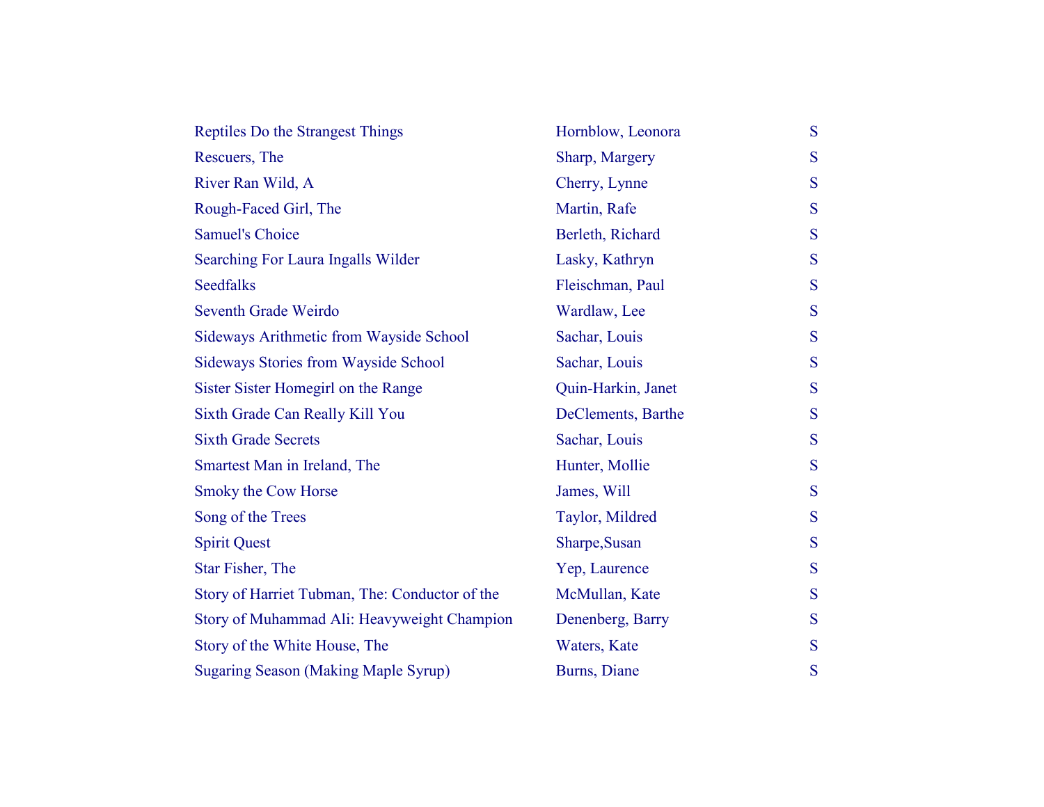| | | |
|---|---|---|
| Reptiles Do the Strangest Things | Hornblow, Leonora | S |
| Rescuers, The | Sharp, Margery | S |
| River Ran Wild, A | Cherry, Lynne | S |
| Rough-Faced Girl, The | Martin, Rafe | S |
| Samuel's Choice | Berleth, Richard | S |
| Searching For Laura Ingalls Wilder | Lasky, Kathryn | S |
| Seedfalks | Fleischman, Paul | S |
| Seventh Grade Weirdo | Wardlaw, Lee | S |
| Sideways Arithmetic from Wayside School | Sachar, Louis | S |
| Sideways Stories from Wayside School | Sachar, Louis | S |
| Sister Sister Homegirl on the Range | Quin-Harkin, Janet | S |
| Sixth Grade Can Really Kill You | DeClements, Barthe | S |
| Sixth Grade Secrets | Sachar, Louis | S |
| Smartest Man in Ireland, The | Hunter, Mollie | S |
| Smoky the Cow Horse | James, Will | S |
| Song of the Trees | Taylor, Mildred | S |
| Spirit Quest | Sharpe,Susan | S |
| Star Fisher, The | Yep, Laurence | S |
| Story of Harriet Tubman, The: Conductor of the | McMullan, Kate | S |
| Story of Muhammad Ali: Heavyweight Champion | Denenberg, Barry | S |
| Story of the White House, The | Waters, Kate | S |
| Sugaring Season (Making Maple Syrup) | Burns, Diane | S |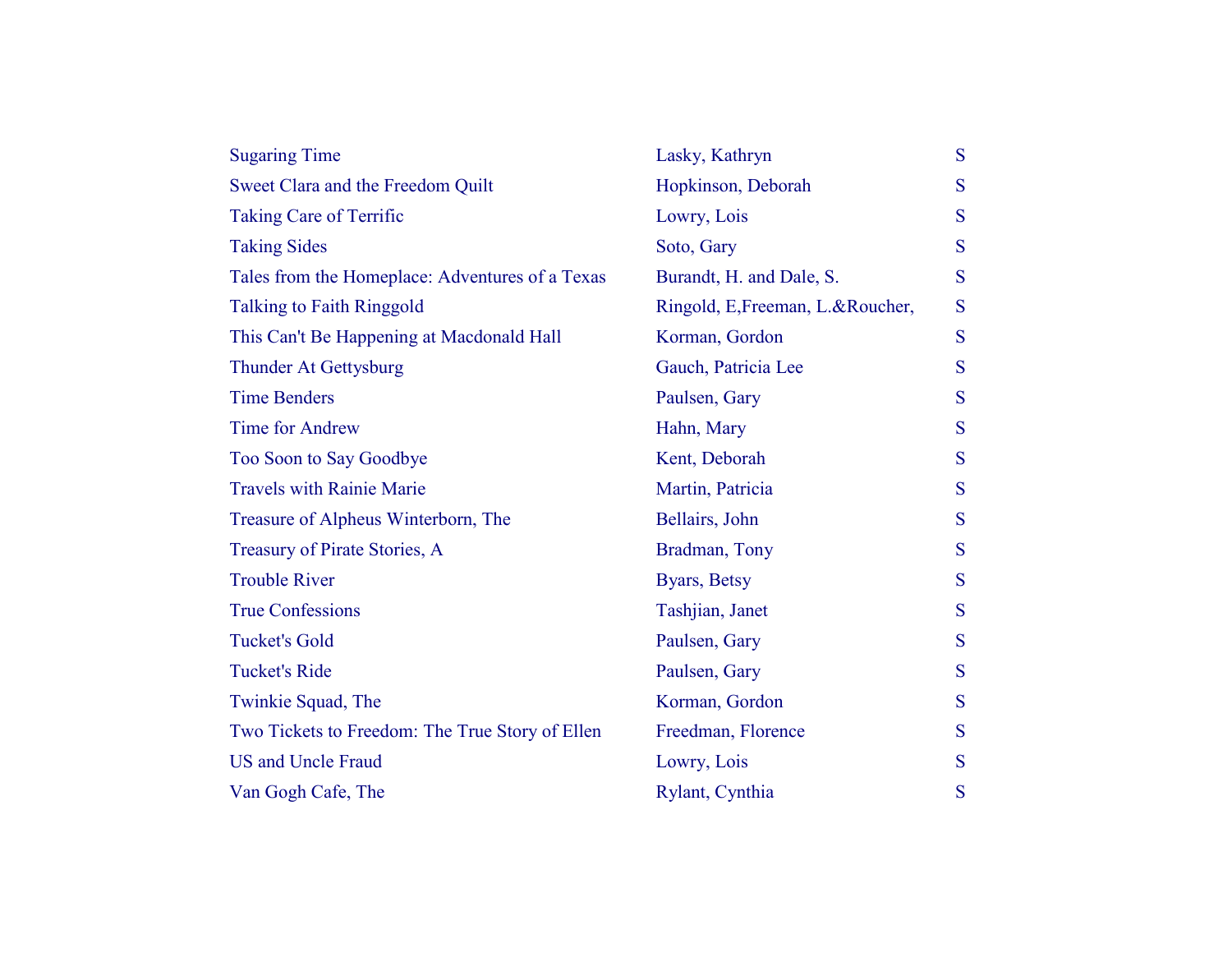| | | |
|---|---|---|
| Sugaring Time | Lasky, Kathryn | S |
| Sweet Clara and the Freedom Quilt | Hopkinson, Deborah | S |
| Taking Care of Terrific | Lowry, Lois | S |
| Taking Sides | Soto, Gary | S |
| Tales from the Homeplace: Adventures of a Texas | Burandt, H. and Dale, S. | S |
| Talking to Faith Ringgold | Ringold, E,Freeman, L.&Roucher, | S |
| This Can't Be Happening at Macdonald Hall | Korman, Gordon | S |
| Thunder At Gettysburg | Gauch, Patricia Lee | S |
| Time Benders | Paulsen, Gary | S |
| Time for Andrew | Hahn, Mary | S |
| Too Soon to Say Goodbye | Kent, Deborah | S |
| Travels with Rainie Marie | Martin, Patricia | S |
| Treasure of Alpheus Winterborn, The | Bellairs, John | S |
| Treasury of Pirate Stories, A | Bradman, Tony | S |
| Trouble River | Byars, Betsy | S |
| True Confessions | Tashjian, Janet | S |
| Tucket's Gold | Paulsen, Gary | S |
| Tucket's Ride | Paulsen, Gary | S |
| Twinkie Squad, The | Korman, Gordon | S |
| Two Tickets to Freedom: The True Story of Ellen | Freedman, Florence | S |
| US and Uncle Fraud | Lowry, Lois | S |
| Van Gogh Cafe, The | Rylant, Cynthia | S |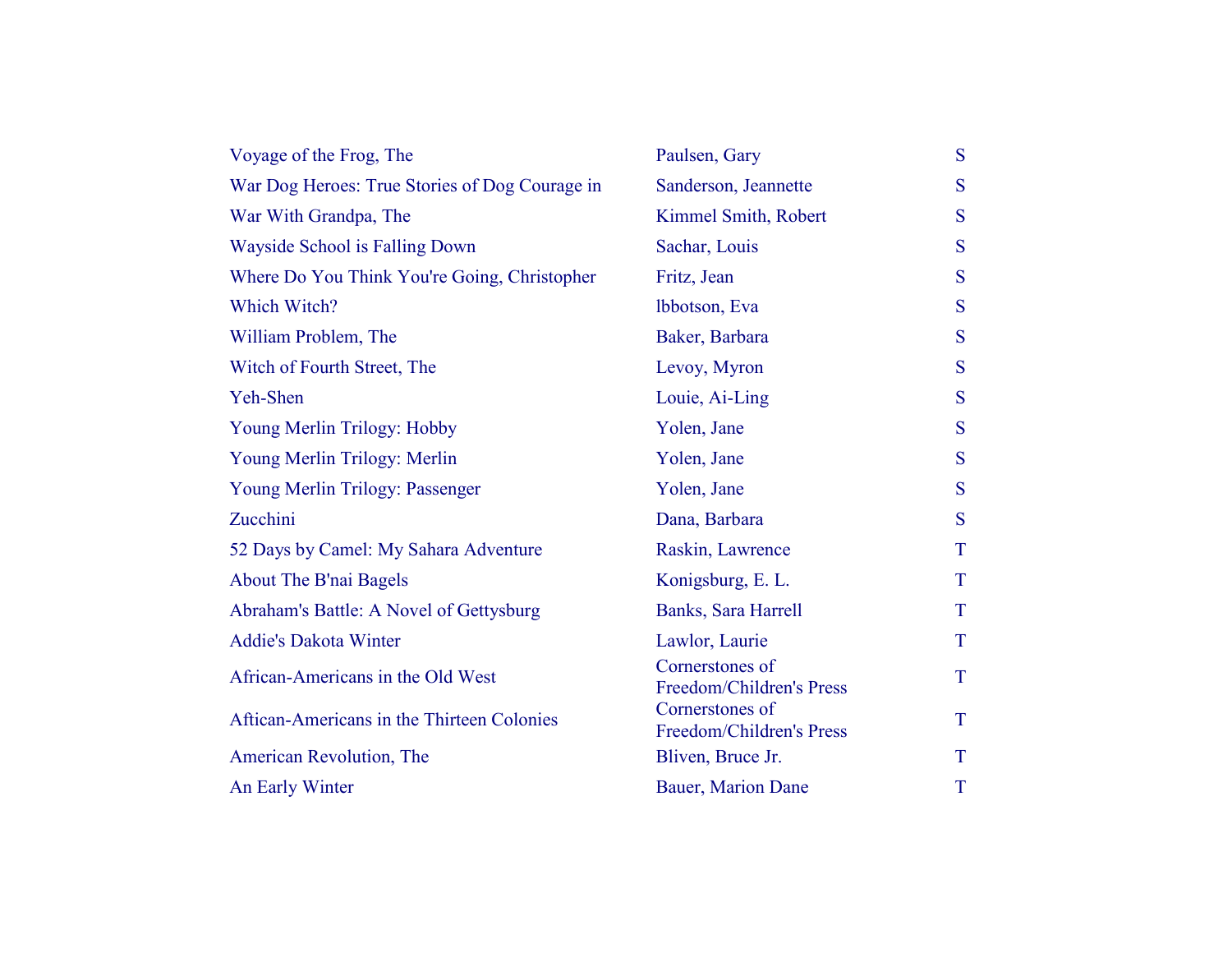| | | |
|---|---|---|
| Voyage of the Frog, The | Paulsen, Gary | S |
| War Dog Heroes: True Stories of Dog Courage in | Sanderson, Jeannette | S |
| War With Grandpa, The | Kimmel Smith, Robert | S |
| Wayside School is Falling Down | Sachar, Louis | S |
| Where Do You Think You're Going, Christopher | Fritz, Jean | S |
| Which Witch? | lbbotson, Eva | S |
| William Problem, The | Baker, Barbara | S |
| Witch of Fourth Street, The | Levoy, Myron | S |
| Yeh-Shen | Louie, Ai-Ling | S |
| Young Merlin Trilogy: Hobby | Yolen, Jane | S |
| Young Merlin Trilogy: Merlin | Yolen, Jane | S |
| Young Merlin Trilogy: Passenger | Yolen, Jane | S |
| Zucchini | Dana, Barbara | S |
| 52 Days by Camel: My Sahara Adventure | Raskin, Lawrence | T |
| About The B'nai Bagels | Konigsburg, E. L. | T |
| Abraham's Battle: A Novel of Gettysburg | Banks, Sara Harrell | T |
| Addie's Dakota Winter | Lawlor, Laurie | T |
| African-Americans in the Old West | Cornerstones of Freedom/Children's Press | T |
| Aftican-Americans in the Thirteen Colonies | Cornerstones of Freedom/Children's Press | T |
| American Revolution, The | Bliven, Bruce Jr. | T |
| An Early Winter | Bauer, Marion Dane | T |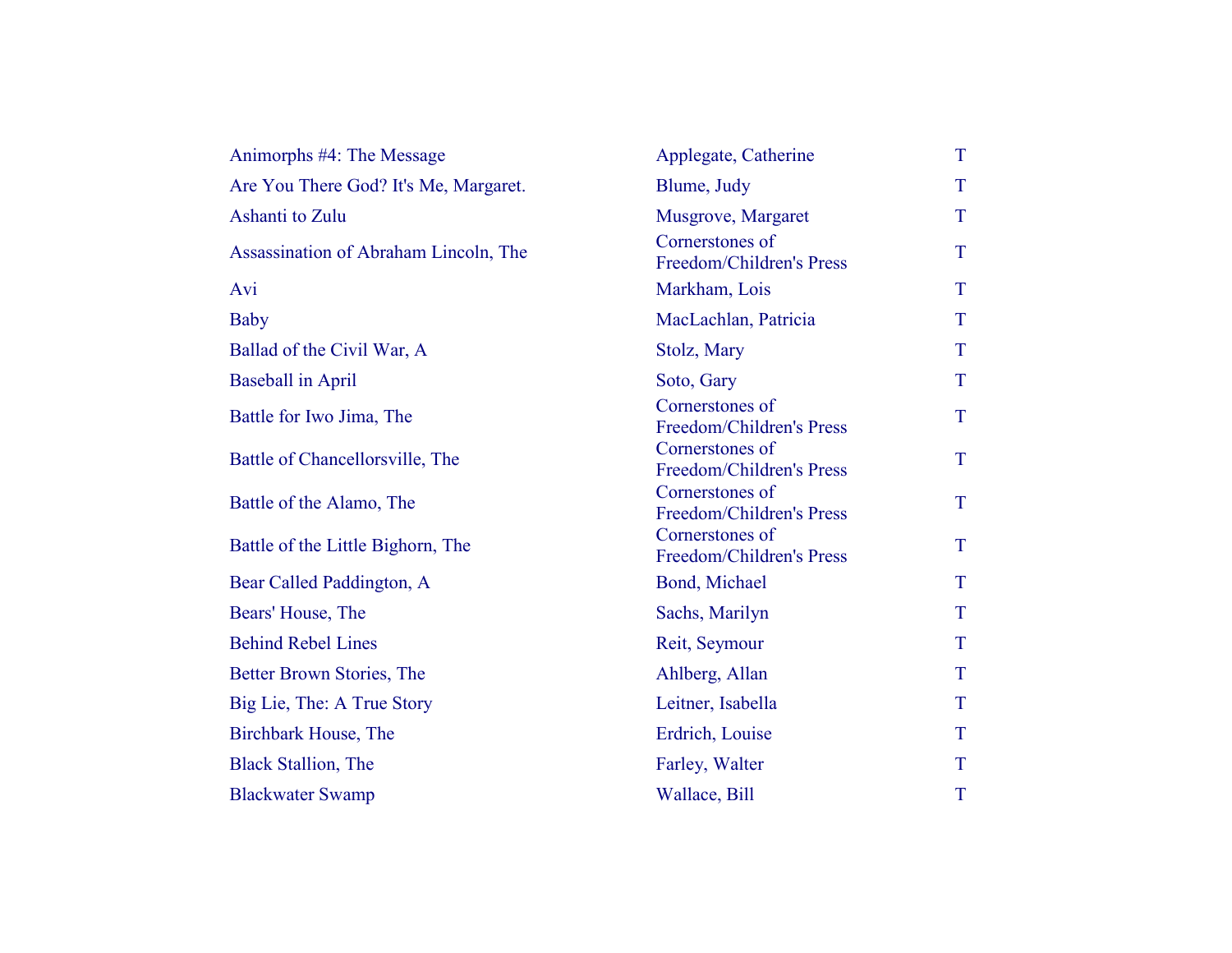| | | |
|---|---|---|
| Animorphs #4: The Message | Applegate, Catherine | T |
| Are You There God? It's Me, Margaret. | Blume, Judy | T |
| Ashanti to Zulu | Musgrove, Margaret | T |
| Assassination of Abraham Lincoln, The | Cornerstones of Freedom/Children's Press | T |
| Avi | Markham, Lois | T |
| Baby | MacLachlan, Patricia | T |
| Ballad of the Civil War, A | Stolz, Mary | T |
| Baseball in April | Soto, Gary | T |
| Battle for Iwo Jima, The | Cornerstones of Freedom/Children's Press | T |
| Battle of Chancellorsville, The | Cornerstones of Freedom/Children's Press | T |
| Battle of the Alamo, The | Cornerstones of Freedom/Children's Press | T |
| Battle of the Little Bighorn, The | Cornerstones of Freedom/Children's Press | T |
| Bear Called Paddington, A | Bond, Michael | T |
| Bears' House, The | Sachs, Marilyn | T |
| Behind Rebel Lines | Reit, Seymour | T |
| Better Brown Stories, The | Ahlberg, Allan | T |
| Big Lie, The: A True Story | Leitner, Isabella | T |
| Birchbark House, The | Erdrich, Louise | T |
| Black Stallion, The | Farley, Walter | T |
| Blackwater Swamp | Wallace, Bill | T |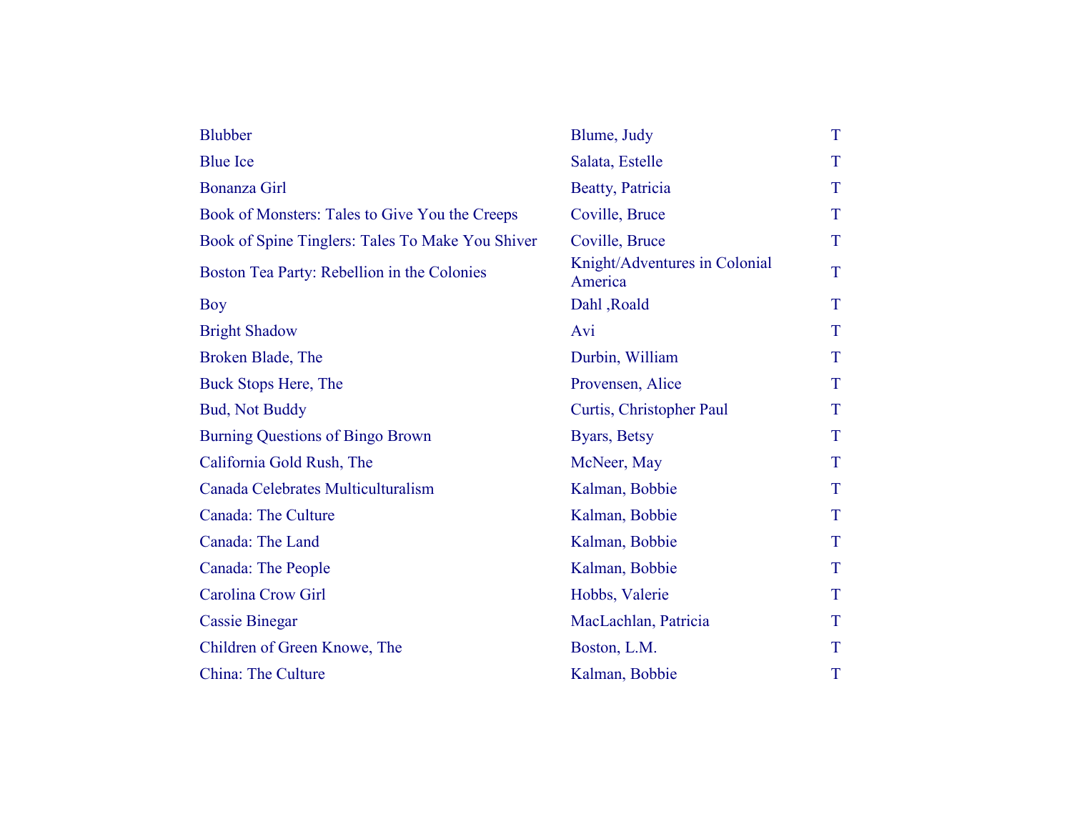| | | |
|---|---|---|
| Blubber | Blume, Judy | T |
| Blue Ice | Salata, Estelle | T |
| Bonanza Girl | Beatty, Patricia | T |
| Book of Monsters: Tales to Give You the Creeps | Coville, Bruce | T |
| Book of Spine Tinglers: Tales To Make You Shiver | Coville, Bruce | T |
| Boston Tea Party: Rebellion in the Colonies | Knight/Adventures in Colonial America | T |
| Boy | Dahl ,Roald | T |
| Bright Shadow | Avi | T |
| Broken Blade, The | Durbin, William | T |
| Buck Stops Here, The | Provensen, Alice | T |
| Bud, Not Buddy | Curtis, Christopher Paul | T |
| Burning Questions of Bingo Brown | Byars, Betsy | T |
| California Gold Rush, The | McNeer, May | T |
| Canada Celebrates Multiculturalism | Kalman, Bobbie | T |
| Canada: The Culture | Kalman, Bobbie | T |
| Canada: The Land | Kalman, Bobbie | T |
| Canada: The People | Kalman, Bobbie | T |
| Carolina Crow Girl | Hobbs, Valerie | T |
| Cassie Binegar | MacLachlan, Patricia | T |
| Children of Green Knowe, The | Boston, L.M. | T |
| China: The Culture | Kalman, Bobbie | T |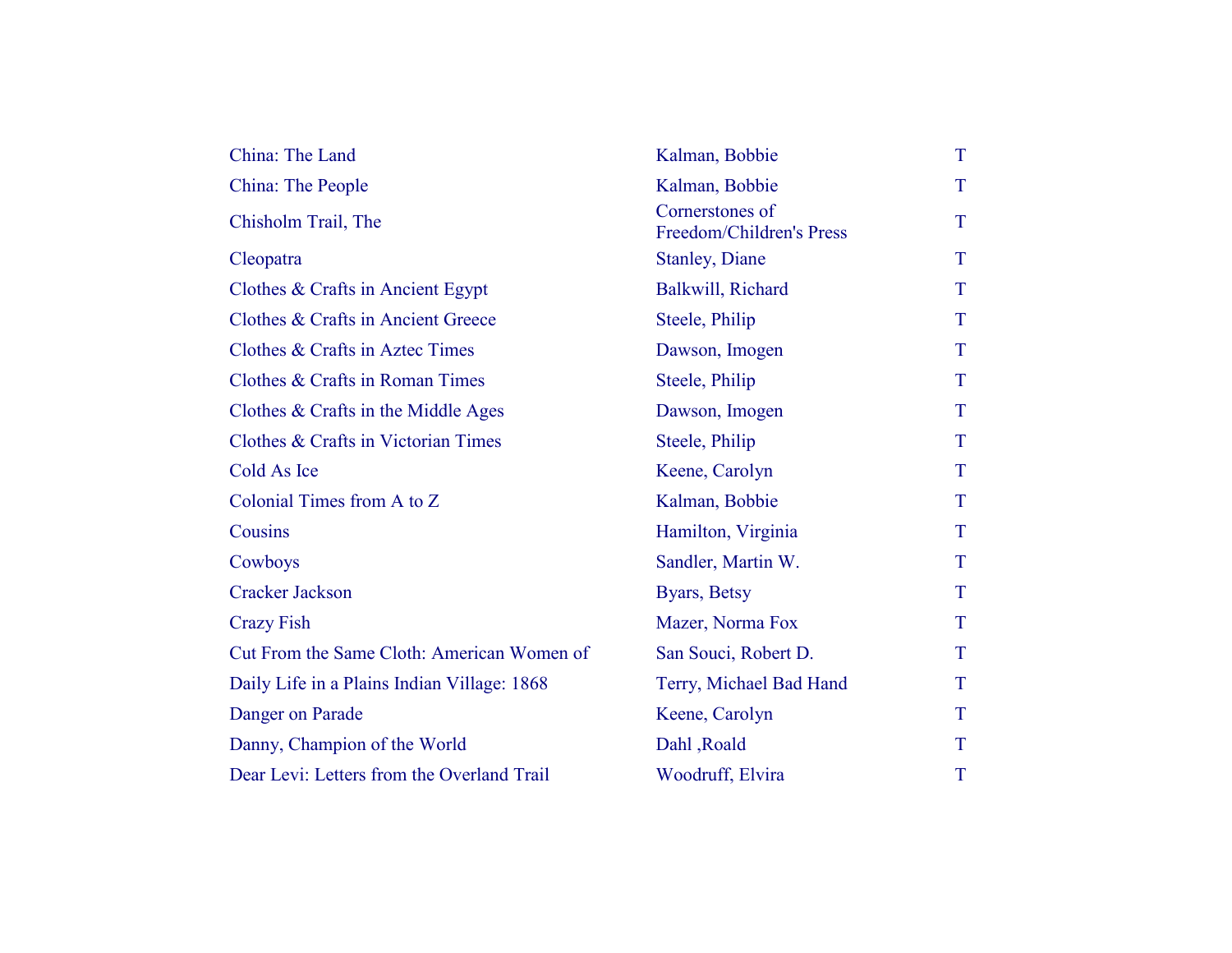| | | |
|---|---|---|
| China: The Land | Kalman, Bobbie | T |
| China: The People | Kalman, Bobbie | T |
| Chisholm Trail, The | Cornerstones of Freedom/Children's Press | T |
| Cleopatra | Stanley, Diane | T |
| Clothes & Crafts in Ancient Egypt | Balkwill, Richard | T |
| Clothes & Crafts in Ancient Greece | Steele, Philip | T |
| Clothes & Crafts in Aztec Times | Dawson, Imogen | T |
| Clothes & Crafts in Roman Times | Steele, Philip | T |
| Clothes & Crafts in the Middle Ages | Dawson, Imogen | T |
| Clothes & Crafts in Victorian Times | Steele, Philip | T |
| Cold As Ice | Keene, Carolyn | T |
| Colonial Times from A to Z | Kalman, Bobbie | T |
| Cousins | Hamilton, Virginia | T |
| Cowboys | Sandler, Martin W. | T |
| Cracker Jackson | Byars, Betsy | T |
| Crazy Fish | Mazer, Norma Fox | T |
| Cut From the Same Cloth: American Women of | San Souci, Robert D. | T |
| Daily Life in a Plains Indian Village: 1868 | Terry, Michael Bad Hand | T |
| Danger on Parade | Keene, Carolyn | T |
| Danny, Champion of the World | Dahl ,Roald | T |
| Dear Levi: Letters from the Overland Trail | Woodruff, Elvira | T |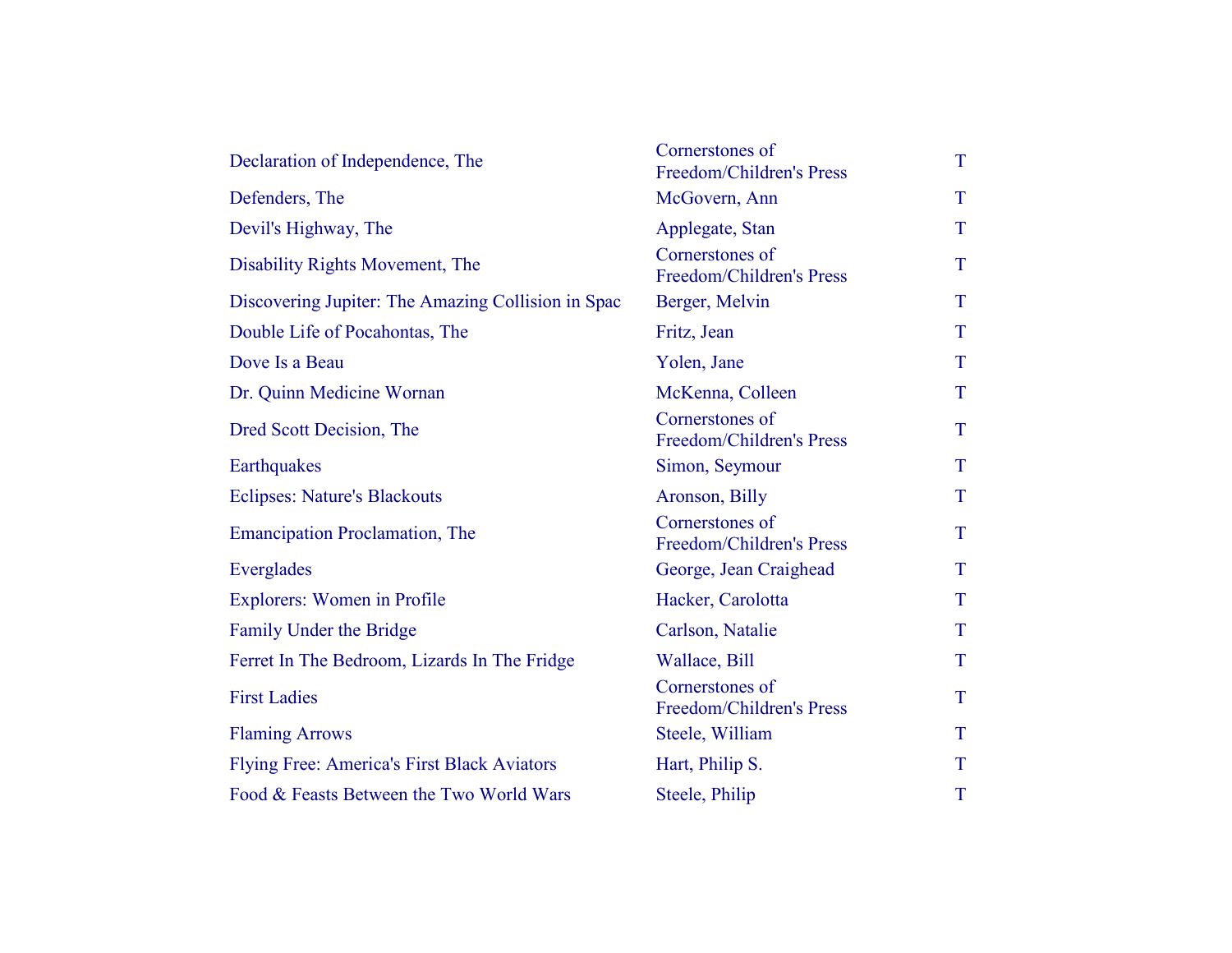| | | |
|---|---|---|
| Declaration of Independence, The | Cornerstones of Freedom/Children's Press | T |
| Defenders, The | McGovern, Ann | T |
| Devil's Highway, The | Applegate, Stan | T |
| Disability Rights Movement, The | Cornerstones of Freedom/Children's Press | T |
| Discovering Jupiter: The Amazing Collision in Spac | Berger, Melvin | T |
| Double Life of Pocahontas, The | Fritz, Jean | T |
| Dove Is a Beau | Yolen, Jane | T |
| Dr. Quinn Medicine Wornan | McKenna, Colleen | T |
| Dred Scott Decision, The | Cornerstones of Freedom/Children's Press | T |
| Earthquakes | Simon, Seymour | T |
| Eclipses: Nature's Blackouts | Aronson, Billy | T |
| Emancipation Proclamation, The | Cornerstones of Freedom/Children's Press | T |
| Everglades | George, Jean Craighead | T |
| Explorers: Women in Profile | Hacker, Carolotta | T |
| Family Under the Bridge | Carlson, Natalie | T |
| Ferret In The Bedroom, Lizards In The Fridge | Wallace, Bill | T |
| First Ladies | Cornerstones of Freedom/Children's Press | T |
| Flaming Arrows | Steele, William | T |
| Flying Free: America's First Black Aviators | Hart, Philip S. | T |
| Food & Feasts Between the Two World Wars | Steele, Philip | T |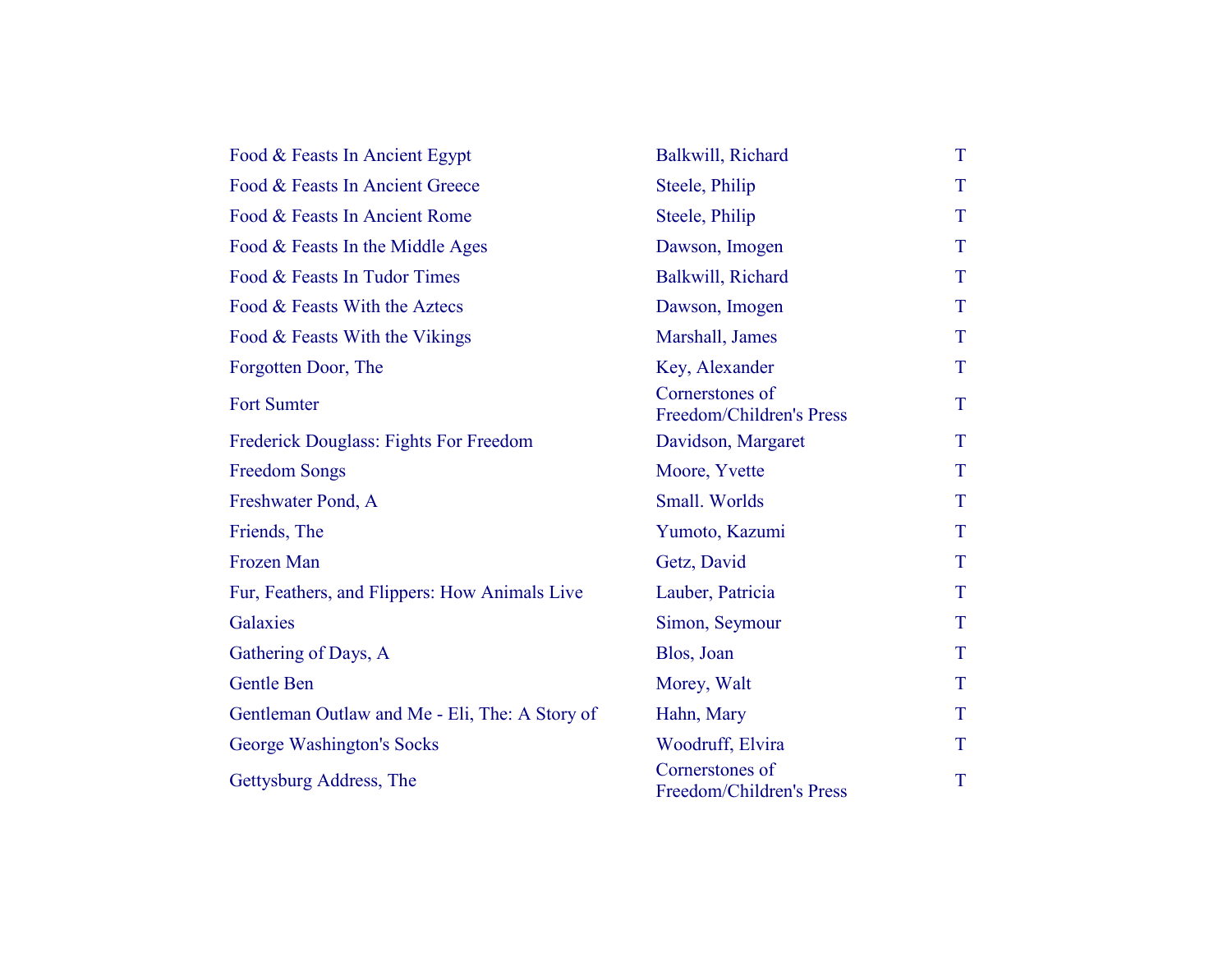| | | |
|---|---|---|
| Food & Feasts In Ancient Egypt | Balkwill, Richard | T |
| Food & Feasts In Ancient Greece | Steele, Philip | T |
| Food & Feasts In Ancient Rome | Steele, Philip | T |
| Food & Feasts In the Middle Ages | Dawson, Imogen | T |
| Food & Feasts In Tudor Times | Balkwill, Richard | T |
| Food & Feasts With the Aztecs | Dawson, Imogen | T |
| Food & Feasts With the Vikings | Marshall, James | T |
| Forgotten Door, The | Key, Alexander | T |
| Fort Sumter | Cornerstones of Freedom/Children's Press | T |
| Frederick Douglass: Fights For Freedom | Davidson, Margaret | T |
| Freedom Songs | Moore, Yvette | T |
| Freshwater Pond, A | Small. Worlds | T |
| Friends, The | Yumoto, Kazumi | T |
| Frozen Man | Getz, David | T |
| Fur, Feathers, and Flippers: How Animals Live | Lauber, Patricia | T |
| Galaxies | Simon, Seymour | T |
| Gathering of Days, A | Blos, Joan | T |
| Gentle Ben | Morey, Walt | T |
| Gentleman Outlaw and Me - Eli, The: A Story of | Hahn, Mary | T |
| George Washington's Socks | Woodruff, Elvira | T |
| Gettysburg Address, The | Cornerstones of Freedom/Children's Press | T |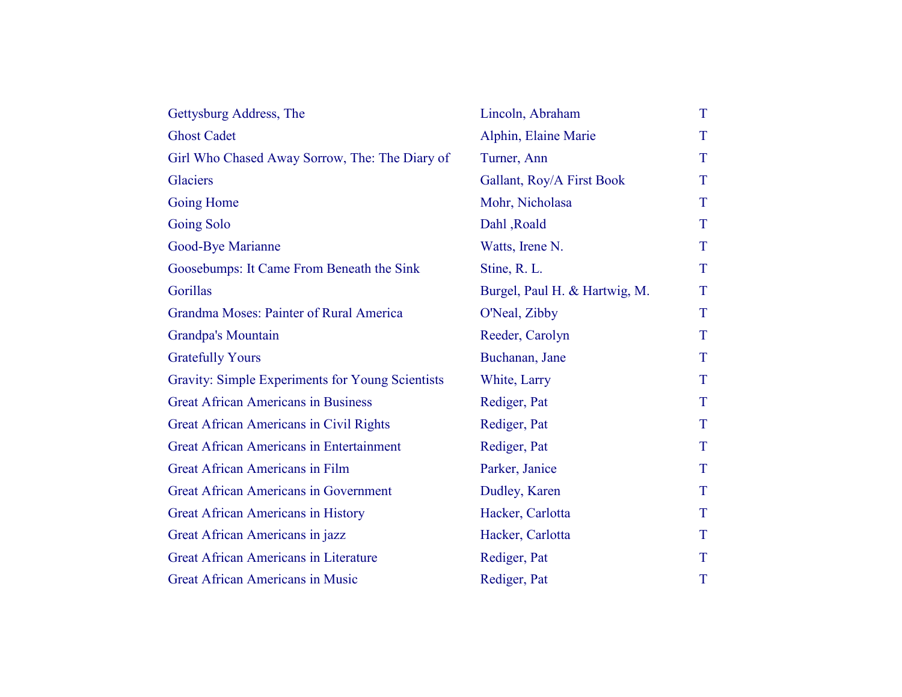| | | |
|---|---|---|
| Gettysburg Address, The | Lincoln, Abraham | T |
| Ghost Cadet | Alphin, Elaine Marie | T |
| Girl Who Chased Away Sorrow, The: The Diary of | Turner, Ann | T |
| Glaciers | Gallant, Roy/A First Book | T |
| Going Home | Mohr, Nicholasa | T |
| Going Solo | Dahl ,Roald | T |
| Good-Bye Marianne | Watts, Irene N. | T |
| Goosebumps: It Came From Beneath the Sink | Stine, R. L. | T |
| Gorillas | Burgel, Paul H. & Hartwig, M. | T |
| Grandma Moses: Painter of Rural America | O'Neal, Zibby | T |
| Grandpa's Mountain | Reeder, Carolyn | T |
| Gratefully Yours | Buchanan, Jane | T |
| Gravity: Simple Experiments for Young Scientists | White, Larry | T |
| Great African Americans in Business | Rediger, Pat | T |
| Great African Americans in Civil Rights | Rediger, Pat | T |
| Great African Americans in Entertainment | Rediger, Pat | T |
| Great African Americans in Film | Parker, Janice | T |
| Great African Americans in Government | Dudley, Karen | T |
| Great African Americans in History | Hacker, Carlotta | T |
| Great African Americans in jazz | Hacker, Carlotta | T |
| Great African Americans in Literature | Rediger, Pat | T |
| Great African Americans in Music | Rediger, Pat | T |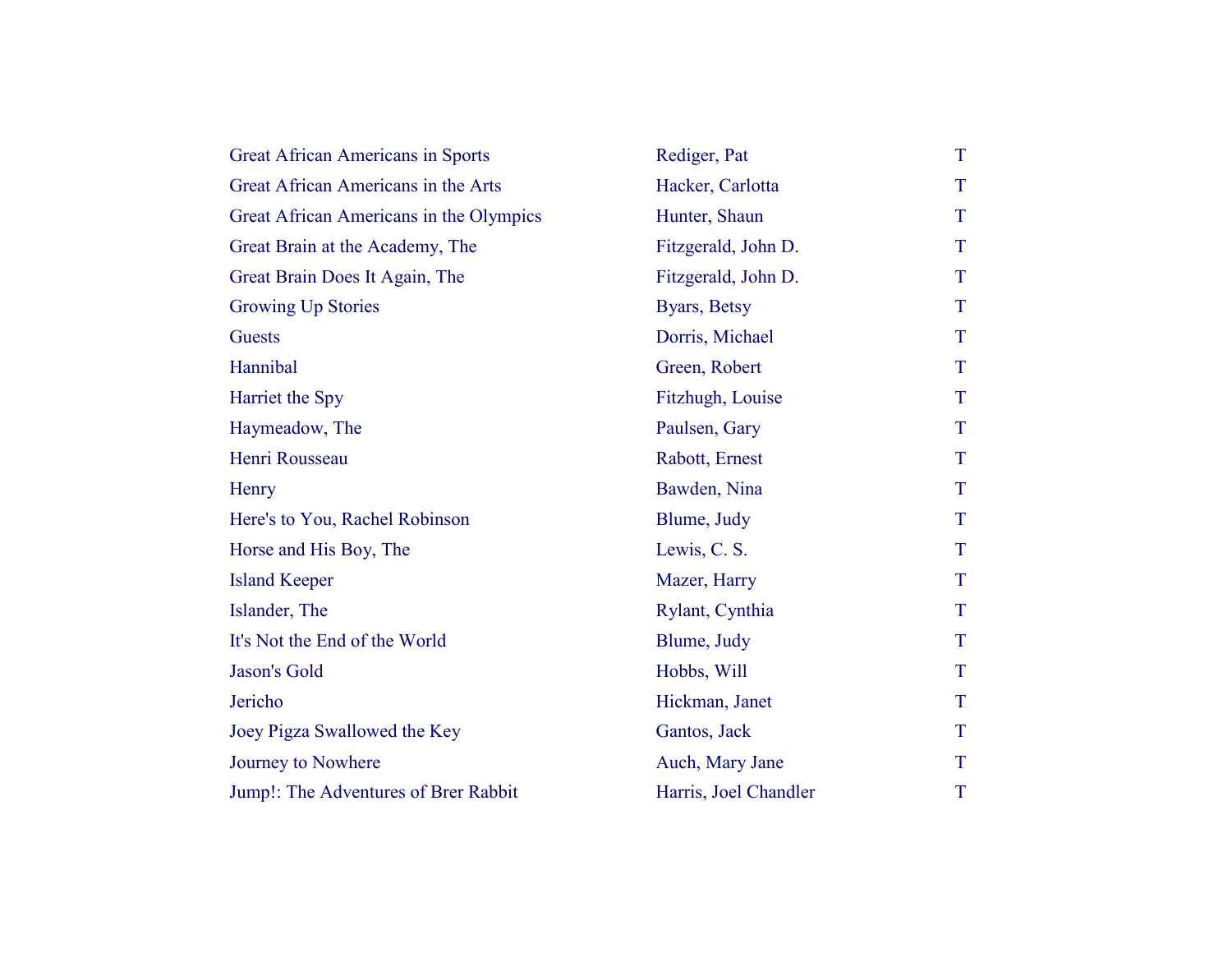| | | |
|---|---|---|
| Great African Americans in Sports | Rediger, Pat | T |
| Great African Americans in the Arts | Hacker, Carlotta | T |
| Great African Americans in the Olympics | Hunter, Shaun | T |
| Great Brain at the Academy, The | Fitzgerald, John D. | T |
| Great Brain Does It Again, The | Fitzgerald, John D. | T |
| Growing Up Stories | Byars, Betsy | T |
| Guests | Dorris, Michael | T |
| Hannibal | Green, Robert | T |
| Harriet the Spy | Fitzhugh, Louise | T |
| Haymeadow, The | Paulsen, Gary | T |
| Henri Rousseau | Rabott, Ernest | T |
| Henry | Bawden, Nina | T |
| Here's to You, Rachel Robinson | Blume, Judy | T |
| Horse and His Boy, The | Lewis, C. S. | T |
| Island Keeper | Mazer, Harry | T |
| Islander, The | Rylant, Cynthia | T |
| It's Not the End of the World | Blume, Judy | T |
| Jason's Gold | Hobbs, Will | T |
| Jericho | Hickman, Janet | T |
| Joey Pigza Swallowed the Key | Gantos, Jack | T |
| Journey to Nowhere | Auch, Mary Jane | T |
| Jump!: The Adventures of Brer Rabbit | Harris, Joel Chandler | T |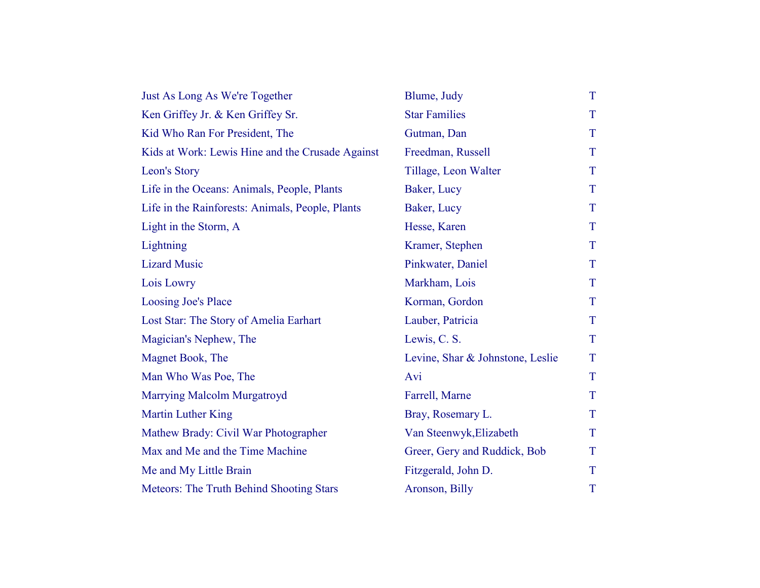| | | |
|---|---|---|
| Just As Long As We're Together | Blume, Judy | T |
| Ken Griffey Jr. & Ken Griffey Sr. | Star Families | T |
| Kid Who Ran For President, The | Gutman, Dan | T |
| Kids at Work: Lewis Hine and the Crusade Against | Freedman, Russell | T |
| Leon's Story | Tillage, Leon Walter | T |
| Life in the Oceans: Animals, People, Plants | Baker, Lucy | T |
| Life in the Rainforests: Animals, People, Plants | Baker, Lucy | T |
| Light in the Storm, A | Hesse, Karen | T |
| Lightning | Kramer, Stephen | T |
| Lizard Music | Pinkwater, Daniel | T |
| Lois Lowry | Markham, Lois | T |
| Loosing Joe's Place | Korman, Gordon | T |
| Lost Star: The Story of Amelia Earhart | Lauber, Patricia | T |
| Magician's Nephew, The | Lewis, C. S. | T |
| Magnet Book, The | Levine, Shar & Johnstone, Leslie | T |
| Man Who Was Poe, The | Avi | T |
| Marrying Malcolm Murgatroyd | Farrell, Marne | T |
| Martin Luther King | Bray, Rosemary L. | T |
| Mathew Brady: Civil War Photographer | Van Steenwyk,Elizabeth | T |
| Max and Me and the Time Machine | Greer, Gery and Ruddick, Bob | T |
| Me and My Little Brain | Fitzgerald, John D. | T |
| Meteors: The Truth Behind Shooting Stars | Aronson, Billy | T |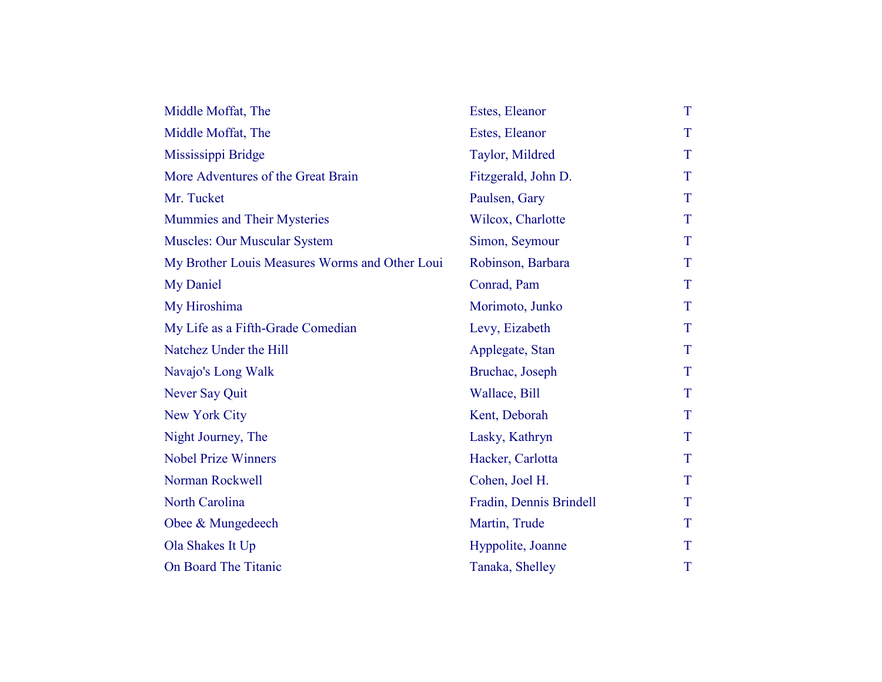| | | |
|---|---|---|
| Middle Moffat, The | Estes, Eleanor | T |
| Middle Moffat, The | Estes, Eleanor | T |
| Mississippi Bridge | Taylor, Mildred | T |
| More Adventures of the Great Brain | Fitzgerald, John D. | T |
| Mr. Tucket | Paulsen, Gary | T |
| Mummies and Their Mysteries | Wilcox, Charlotte | T |
| Muscles: Our Muscular System | Simon, Seymour | T |
| My Brother Louis Measures Worms and Other Loui | Robinson, Barbara | T |
| My Daniel | Conrad, Pam | T |
| My Hiroshima | Morimoto, Junko | T |
| My Life as a Fifth-Grade Comedian | Levy, Eizabeth | T |
| Natchez Under the Hill | Applegate, Stan | T |
| Navajo's Long Walk | Bruchac, Joseph | T |
| Never Say Quit | Wallace, Bill | T |
| New York City | Kent, Deborah | T |
| Night Journey, The | Lasky, Kathryn | T |
| Nobel Prize Winners | Hacker, Carlotta | T |
| Norman Rockwell | Cohen, Joel H. | T |
| North Carolina | Fradin, Dennis Brindell | T |
| Obee & Mungedeech | Martin, Trude | T |
| Ola Shakes It Up | Hyppolite, Joanne | T |
| On Board The Titanic | Tanaka, Shelley | T |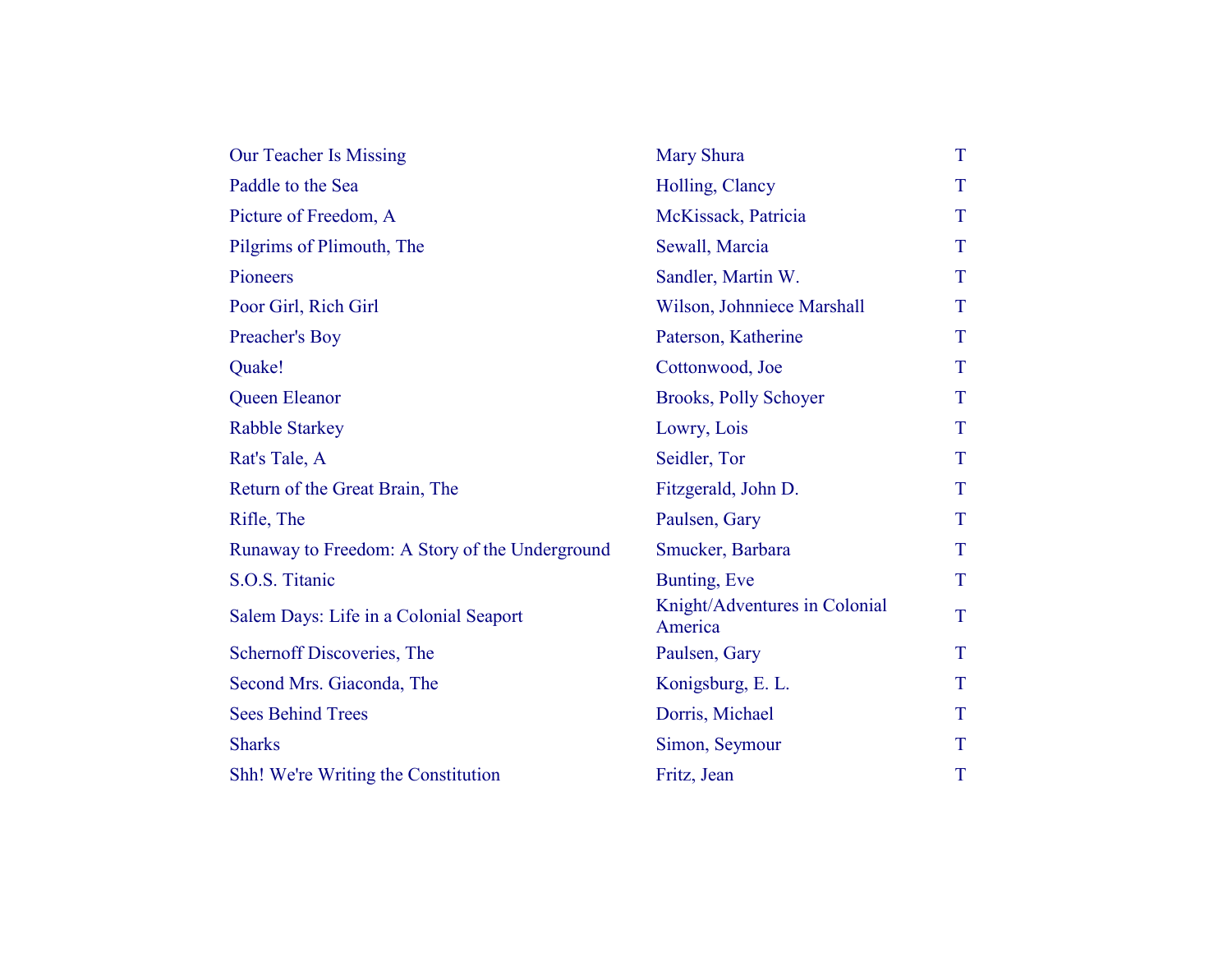| | | |
|---|---|---|
| Our Teacher Is Missing | Mary Shura | T |
| Paddle to the Sea | Holling, Clancy | T |
| Picture of Freedom, A | McKissack, Patricia | T |
| Pilgrims of Plimouth, The | Sewall, Marcia | T |
| Pioneers | Sandler, Martin W. | T |
| Poor Girl, Rich Girl | Wilson, Johnniece Marshall | T |
| Preacher's Boy | Paterson, Katherine | T |
| Quake! | Cottonwood, Joe | T |
| Queen Eleanor | Brooks, Polly Schoyer | T |
| Rabble Starkey | Lowry, Lois | T |
| Rat's Tale, A | Seidler, Tor | T |
| Return of the Great Brain, The | Fitzgerald, John D. | T |
| Rifle, The | Paulsen, Gary | T |
| Runaway to Freedom: A Story of the Underground | Smucker, Barbara | T |
| S.O.S. Titanic | Bunting, Eve | T |
| Salem Days: Life in a Colonial Seaport | Knight/Adventures in Colonial America | T |
| Schernoff Discoveries, The | Paulsen, Gary | T |
| Second Mrs. Giaconda, The | Konigsburg, E. L. | T |
| Sees Behind Trees | Dorris, Michael | T |
| Sharks | Simon, Seymour | T |
| Shh! We're Writing the Constitution | Fritz, Jean | T |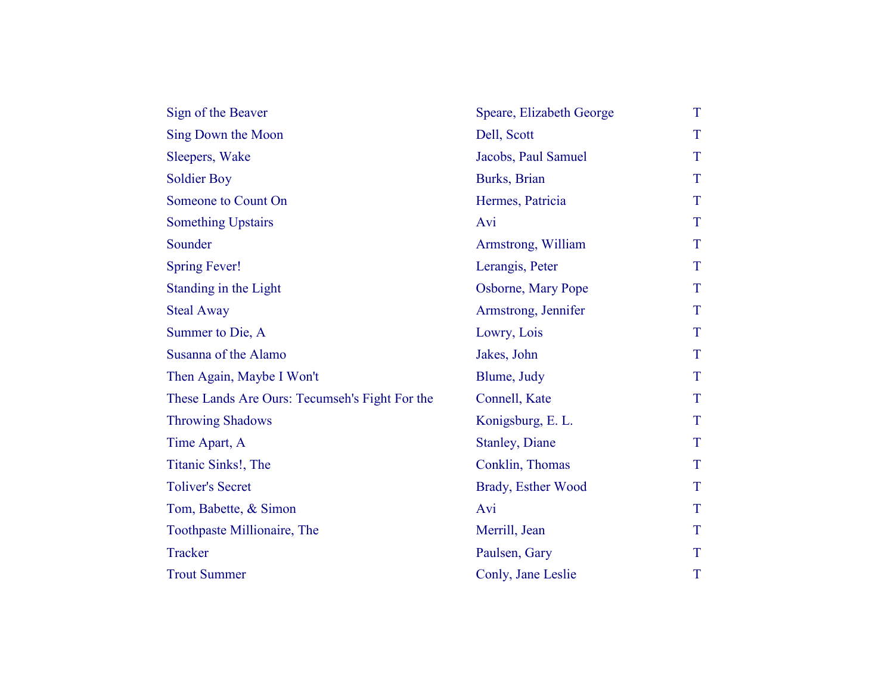| | | |
|---|---|---|
| Sign of the Beaver | Speare, Elizabeth George | T |
| Sing Down the Moon | Dell, Scott | T |
| Sleepers, Wake | Jacobs, Paul Samuel | T |
| Soldier Boy | Burks, Brian | T |
| Someone to Count On | Hermes, Patricia | T |
| Something Upstairs | Avi | T |
| Sounder | Armstrong, William | T |
| Spring Fever! | Lerangis, Peter | T |
| Standing in the Light | Osborne, Mary Pope | T |
| Steal Away | Armstrong, Jennifer | T |
| Summer to Die, A | Lowry, Lois | T |
| Susanna of the Alamo | Jakes, John | T |
| Then Again, Maybe I Won't | Blume, Judy | T |
| These Lands Are Ours: Tecumseh's Fight For the | Connell, Kate | T |
| Throwing Shadows | Konigsburg, E. L. | T |
| Time Apart, A | Stanley, Diane | T |
| Titanic Sinks!, The | Conklin, Thomas | T |
| Toliver's Secret | Brady, Esther Wood | T |
| Tom, Babette, & Simon | Avi | T |
| Toothpaste Millionaire, The | Merrill, Jean | T |
| Tracker | Paulsen, Gary | T |
| Trout Summer | Conly, Jane Leslie | T |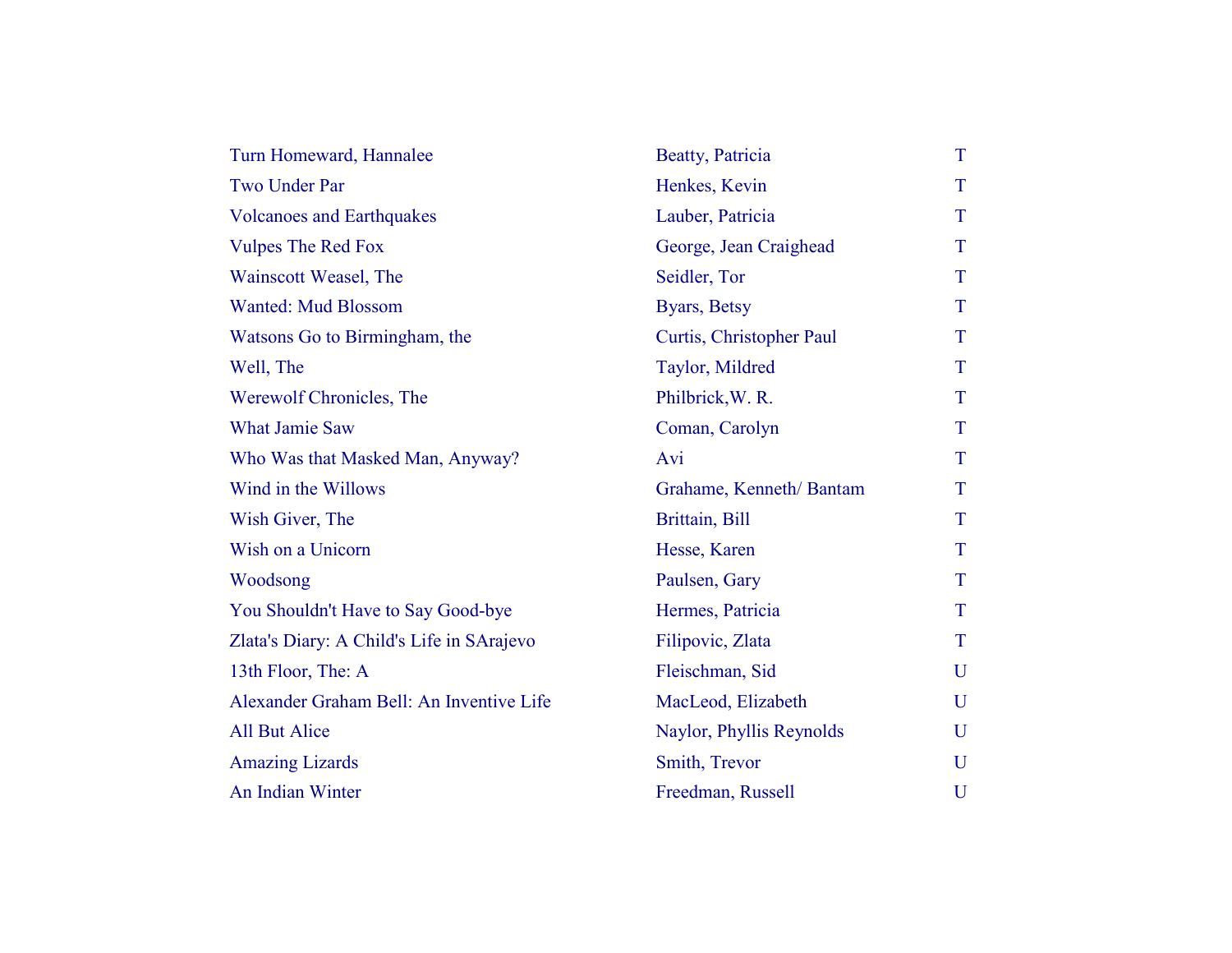| | | |
|---|---|---|
| Turn Homeward, Hannalee | Beatty, Patricia | T |
| Two Under Par | Henkes, Kevin | T |
| Volcanoes and Earthquakes | Lauber, Patricia | T |
| Vulpes The Red Fox | George, Jean Craighead | T |
| Wainscott Weasel, The | Seidler, Tor | T |
| Wanted: Mud Blossom | Byars, Betsy | T |
| Watsons Go to Birmingham, the | Curtis, Christopher Paul | T |
| Well, The | Taylor, Mildred | T |
| Werewolf Chronicles, The | Philbrick,W. R. | T |
| What Jamie Saw | Coman, Carolyn | T |
| Who Was that Masked Man, Anyway? | Avi | T |
| Wind in the Willows | Grahame, Kenneth/ Bantam | T |
| Wish Giver, The | Brittain, Bill | T |
| Wish on a Unicorn | Hesse, Karen | T |
| Woodsong | Paulsen, Gary | T |
| You Shouldn't Have to Say Good-bye | Hermes, Patricia | T |
| Zlata's Diary: A Child's Life in SArajevo | Filipovic, Zlata | T |
| 13th Floor, The: A | Fleischman, Sid | U |
| Alexander Graham Bell: An Inventive Life | MacLeod, Elizabeth | U |
| All But Alice | Naylor, Phyllis Reynolds | U |
| Amazing Lizards | Smith, Trevor | U |
| An Indian Winter | Freedman, Russell | U |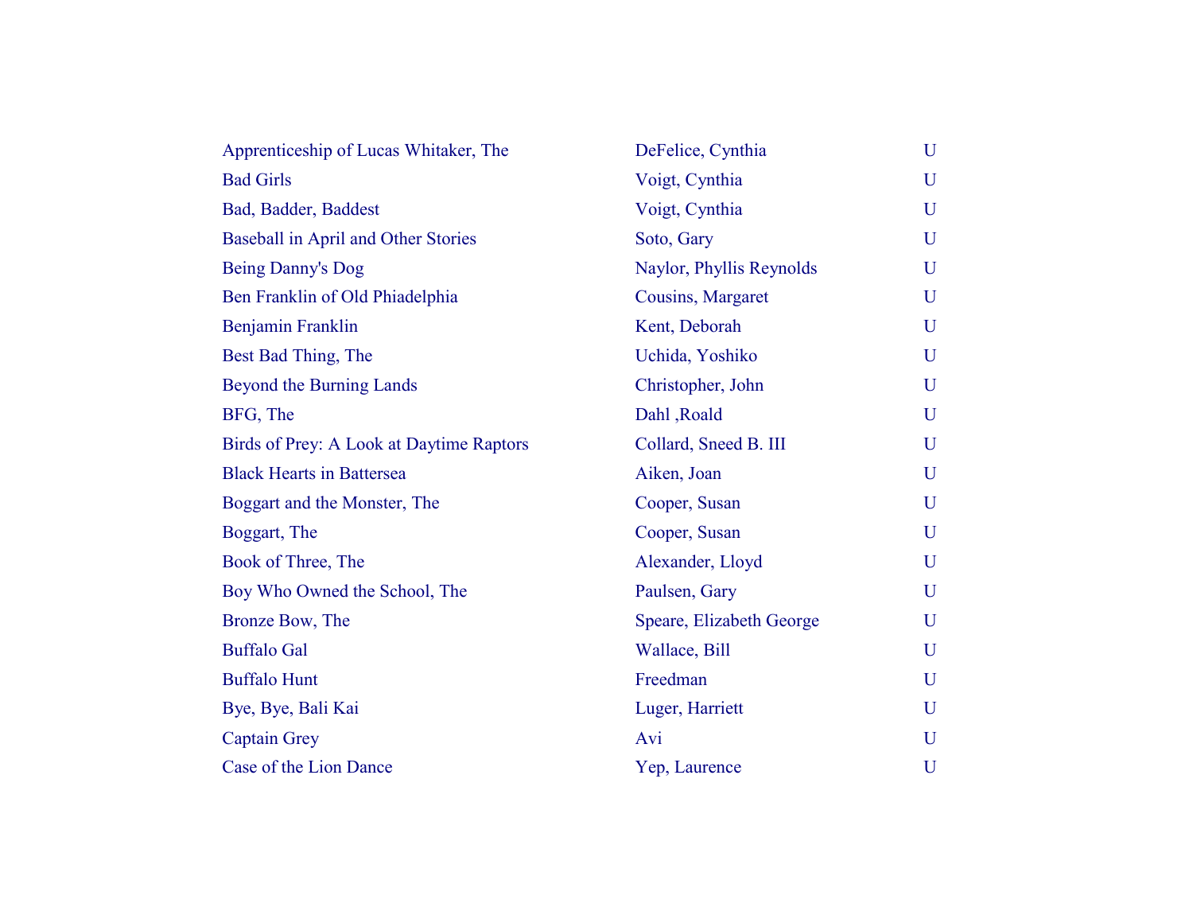| | | |
|---|---|---|
| Apprenticeship of Lucas Whitaker, The | DeFelice, Cynthia | U |
| Bad Girls | Voigt, Cynthia | U |
| Bad, Badder, Baddest | Voigt, Cynthia | U |
| Baseball in April and Other Stories | Soto, Gary | U |
| Being Danny's Dog | Naylor, Phyllis Reynolds | U |
| Ben Franklin of Old Phiadelphia | Cousins, Margaret | U |
| Benjamin Franklin | Kent, Deborah | U |
| Best Bad Thing, The | Uchida, Yoshiko | U |
| Beyond the Burning Lands | Christopher, John | U |
| BFG, The | Dahl ,Roald | U |
| Birds of Prey: A Look at Daytime Raptors | Collard, Sneed B. III | U |
| Black Hearts in Battersea | Aiken, Joan | U |
| Boggart and the Monster, The | Cooper, Susan | U |
| Boggart, The | Cooper, Susan | U |
| Book of Three, The | Alexander, Lloyd | U |
| Boy Who Owned the School, The | Paulsen, Gary | U |
| Bronze Bow, The | Speare, Elizabeth George | U |
| Buffalo Gal | Wallace, Bill | U |
| Buffalo Hunt | Freedman | U |
| Bye, Bye, Bali Kai | Luger, Harriett | U |
| Captain Grey | Avi | U |
| Case of the Lion Dance | Yep, Laurence | U |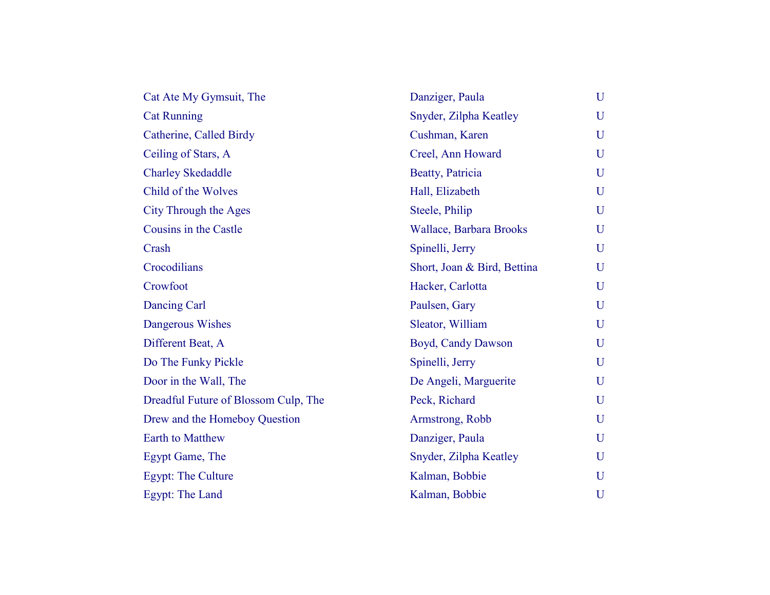| | | |
|---|---|---|
| Cat Ate My Gymsuit, The | Danziger, Paula | U |
| Cat Running | Snyder, Zilpha Keatley | U |
| Catherine, Called Birdy | Cushman, Karen | U |
| Ceiling of Stars, A | Creel, Ann Howard | U |
| Charley Skedaddle | Beatty, Patricia | U |
| Child of the Wolves | Hall, Elizabeth | U |
| City Through the Ages | Steele, Philip | U |
| Cousins in the Castle | Wallace, Barbara Brooks | U |
| Crash | Spinelli, Jerry | U |
| Crocodilians | Short, Joan & Bird, Bettina | U |
| Crowfoot | Hacker, Carlotta | U |
| Dancing Carl | Paulsen, Gary | U |
| Dangerous Wishes | Sleator, William | U |
| Different Beat, A | Boyd, Candy Dawson | U |
| Do The Funky Pickle | Spinelli, Jerry | U |
| Door in the Wall, The | De Angeli, Marguerite | U |
| Dreadful Future of Blossom Culp, The | Peck, Richard | U |
| Drew and the Homeboy Question | Armstrong, Robb | U |
| Earth to Matthew | Danziger, Paula | U |
| Egypt Game, The | Snyder, Zilpha Keatley | U |
| Egypt: The Culture | Kalman, Bobbie | U |
| Egypt: The Land | Kalman, Bobbie | U |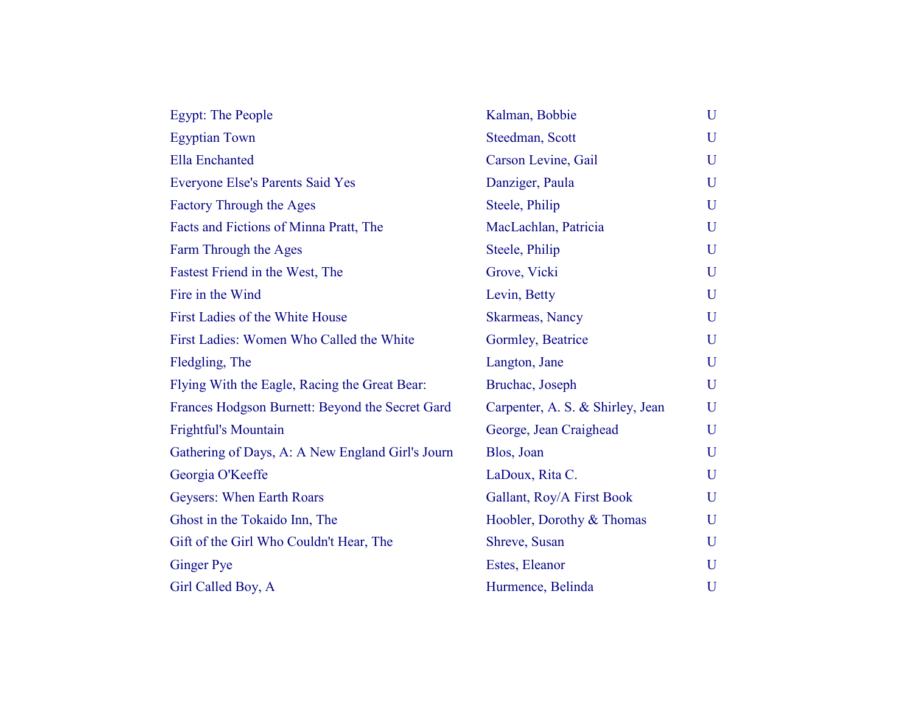| | | |
|---|---|---|
| Egypt: The People | Kalman, Bobbie | U |
| Egyptian Town | Steedman, Scott | U |
| Ella Enchanted | Carson Levine, Gail | U |
| Everyone Else's Parents Said Yes | Danziger, Paula | U |
| Factory Through the Ages | Steele, Philip | U |
| Facts and Fictions of Minna Pratt, The | MacLachlan, Patricia | U |
| Farm Through the Ages | Steele, Philip | U |
| Fastest Friend in the West, The | Grove, Vicki | U |
| Fire in the Wind | Levin, Betty | U |
| First Ladies of the White House | Skarmeas, Nancy | U |
| First Ladies: Women Who Called the White | Gormley, Beatrice | U |
| Fledgling, The | Langton, Jane | U |
| Flying With the Eagle, Racing the Great Bear: | Bruchac, Joseph | U |
| Frances Hodgson Burnett: Beyond the Secret Gard | Carpenter, A. S. & Shirley, Jean | U |
| Frightful's Mountain | George, Jean Craighead | U |
| Gathering of Days, A: A New England Girl's Journ | Blos, Joan | U |
| Georgia O'Keeffe | LaDoux, Rita C. | U |
| Geysers: When Earth Roars | Gallant, Roy/A First Book | U |
| Ghost in the Tokaido Inn, The | Hoobler, Dorothy & Thomas | U |
| Gift of the Girl Who Couldn't Hear, The | Shreve, Susan | U |
| Ginger Pye | Estes, Eleanor | U |
| Girl Called Boy, A | Hurmence, Belinda | U |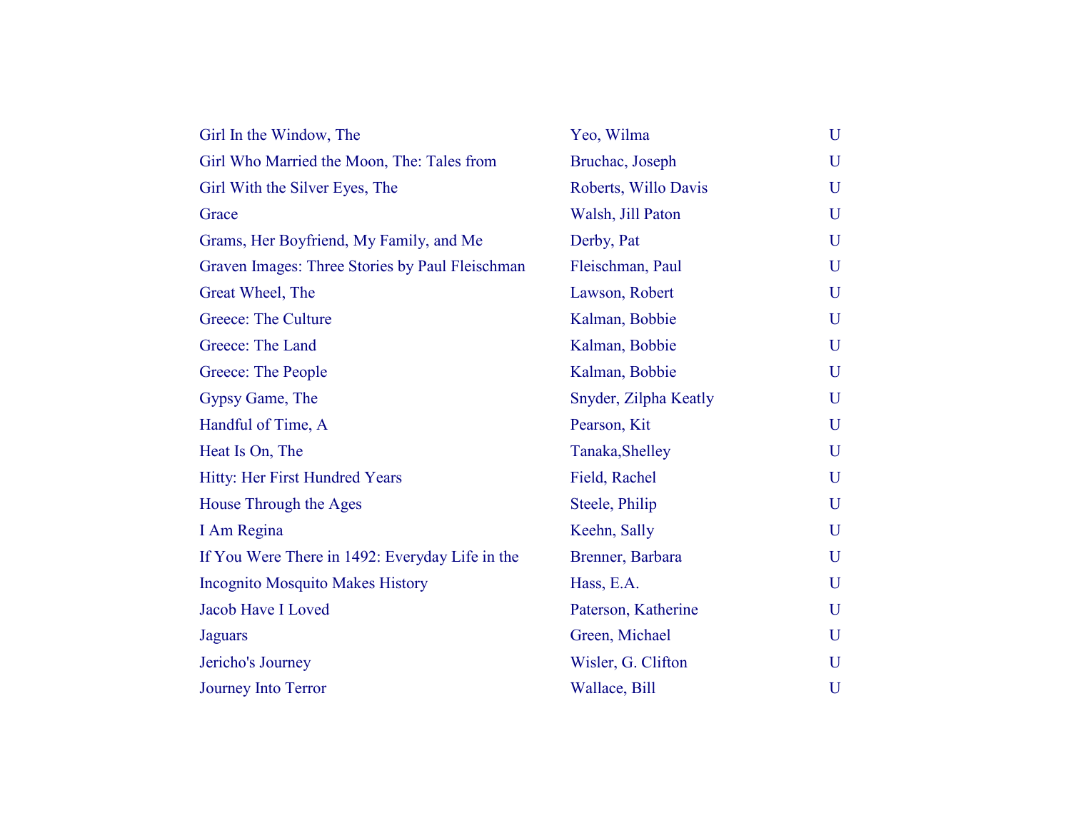| | | |
|---|---|---|
| Girl In the Window, The | Yeo, Wilma | U |
| Girl Who Married the Moon, The: Tales from | Bruchac, Joseph | U |
| Girl With the Silver Eyes, The | Roberts, Willo Davis | U |
| Grace | Walsh, Jill Paton | U |
| Grams, Her Boyfriend, My Family, and Me | Derby, Pat | U |
| Graven Images: Three Stories by Paul Fleischman | Fleischman, Paul | U |
| Great Wheel, The | Lawson, Robert | U |
| Greece: The Culture | Kalman, Bobbie | U |
| Greece: The Land | Kalman, Bobbie | U |
| Greece: The People | Kalman, Bobbie | U |
| Gypsy Game, The | Snyder, Zilpha Keatly | U |
| Handful of Time, A | Pearson, Kit | U |
| Heat Is On, The | Tanaka,Shelley | U |
| Hitty: Her First Hundred Years | Field, Rachel | U |
| House Through the Ages | Steele, Philip | U |
| I Am Regina | Keehn, Sally | U |
| If You Were There in 1492: Everyday Life in the | Brenner, Barbara | U |
| Incognito Mosquito Makes History | Hass, E.A. | U |
| Jacob Have I Loved | Paterson, Katherine | U |
| Jaguars | Green, Michael | U |
| Jericho's Journey | Wisler, G. Clifton | U |
| Journey Into Terror | Wallace, Bill | U |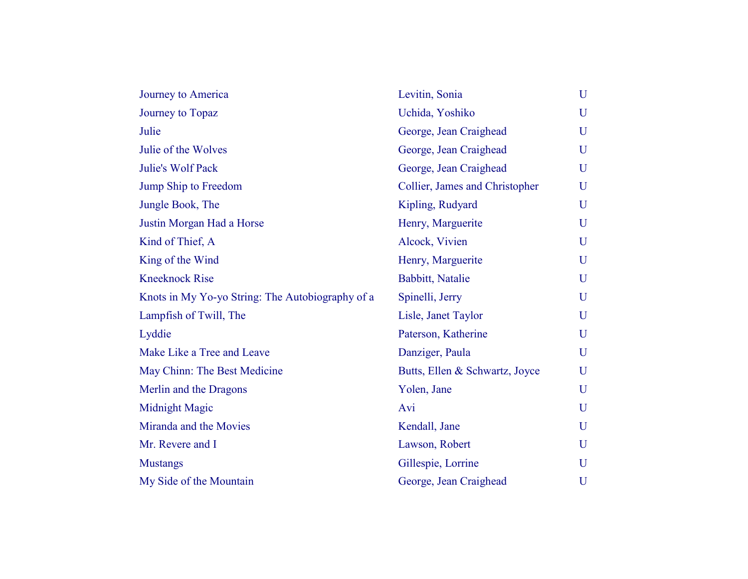| | | |
|---|---|---|
| Journey to America | Levitin, Sonia | U |
| Journey to Topaz | Uchida, Yoshiko | U |
| Julie | George, Jean Craighead | U |
| Julie of the Wolves | George, Jean Craighead | U |
| Julie's Wolf Pack | George, Jean Craighead | U |
| Jump Ship to Freedom | Collier, James and Christopher | U |
| Jungle Book, The | Kipling, Rudyard | U |
| Justin Morgan Had a Horse | Henry, Marguerite | U |
| Kind of Thief, A | Alcock, Vivien | U |
| King of the Wind | Henry, Marguerite | U |
| Kneeknock Rise | Babbitt, Natalie | U |
| Knots in My Yo-yo String: The Autobiography of a | Spinelli, Jerry | U |
| Lampfish of Twill, The | Lisle, Janet Taylor | U |
| Lyddie | Paterson, Katherine | U |
| Make Like a Tree and Leave | Danziger, Paula | U |
| May Chinn: The Best Medicine | Butts, Ellen & Schwartz, Joyce | U |
| Merlin and the Dragons | Yolen, Jane | U |
| Midnight Magic | Avi | U |
| Miranda and the Movies | Kendall, Jane | U |
| Mr. Revere and I | Lawson, Robert | U |
| Mustangs | Gillespie, Lorrine | U |
| My Side of the Mountain | George, Jean Craighead | U |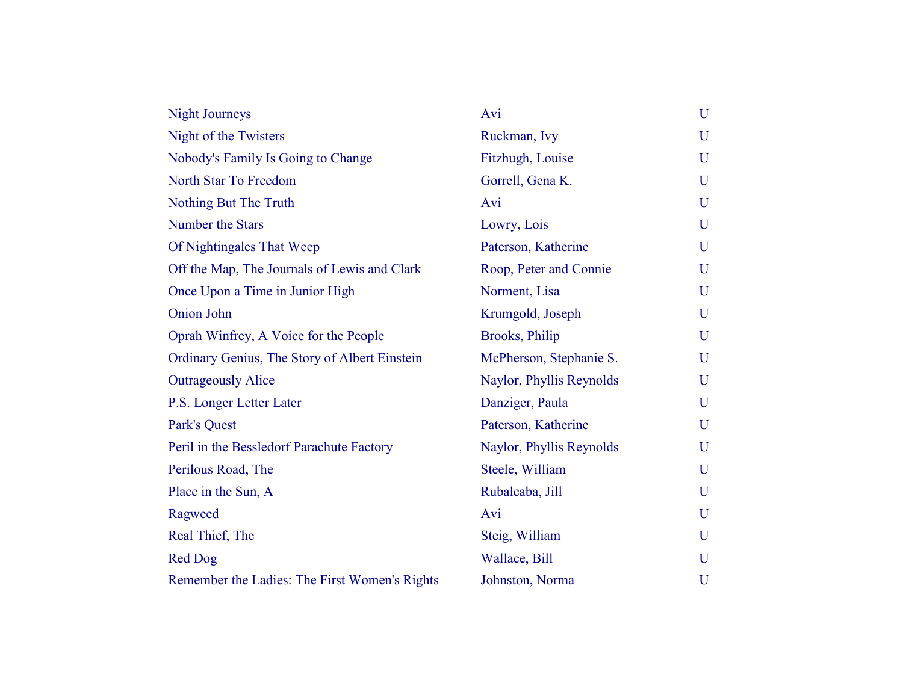| | | |
|---|---|---|
| Night Journeys | Avi | U |
| Night of the Twisters | Ruckman, Ivy | U |
| Nobody's Family Is Going to Change | Fitzhugh, Louise | U |
| North Star To Freedom | Gorrell, Gena K. | U |
| Nothing But The Truth | Avi | U |
| Number the Stars | Lowry, Lois | U |
| Of Nightingales That Weep | Paterson, Katherine | U |
| Off the Map, The Journals of Lewis and Clark | Roop, Peter and Connie | U |
| Once Upon a Time in Junior High | Norment, Lisa | U |
| Onion John | Krumgold, Joseph | U |
| Oprah Winfrey, A Voice for the People | Brooks, Philip | U |
| Ordinary Genius, The Story of Albert Einstein | McPherson, Stephanie S. | U |
| Outrageously Alice | Naylor, Phyllis Reynolds | U |
| P.S. Longer Letter Later | Danziger, Paula | U |
| Park's Quest | Paterson, Katherine | U |
| Peril in the Bessledorf Parachute Factory | Naylor, Phyllis Reynolds | U |
| Perilous Road, The | Steele, William | U |
| Place in the Sun, A | Rubalcaba, Jill | U |
| Ragweed | Avi | U |
| Real Thief, The | Steig, William | U |
| Red Dog | Wallace, Bill | U |
| Remember the Ladies: The First Women's Rights | Johnston, Norma | U |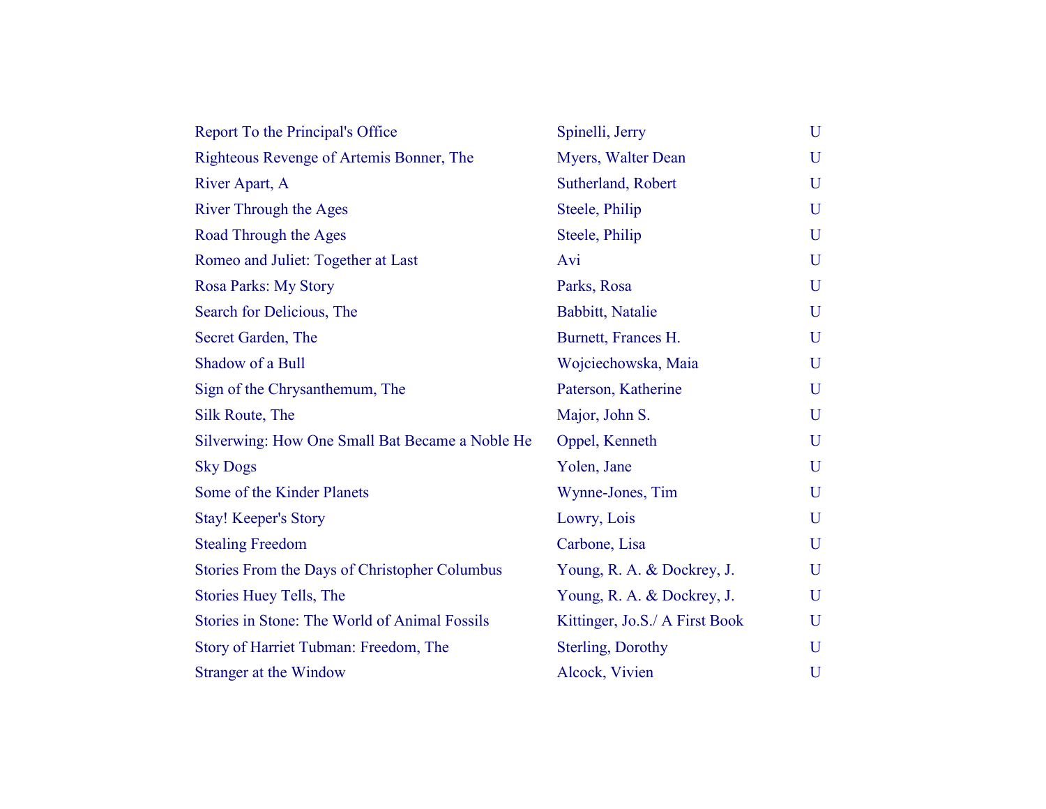| | | |
|---|---|---|
| Report To the Principal's Office | Spinelli, Jerry | U |
| Righteous Revenge of Artemis Bonner, The | Myers, Walter Dean | U |
| River Apart, A | Sutherland, Robert | U |
| River Through the Ages | Steele, Philip | U |
| Road Through the Ages | Steele, Philip | U |
| Romeo and Juliet: Together at Last | Avi | U |
| Rosa Parks: My Story | Parks, Rosa | U |
| Search for Delicious, The | Babbitt, Natalie | U |
| Secret Garden, The | Burnett, Frances H. | U |
| Shadow of a Bull | Wojciechowska, Maia | U |
| Sign of the Chrysanthemum, The | Paterson, Katherine | U |
| Silk Route, The | Major, John S. | U |
| Silverwing: How One Small Bat Became a Noble He | Oppel, Kenneth | U |
| Sky Dogs | Yolen, Jane | U |
| Some of the Kinder Planets | Wynne-Jones, Tim | U |
| Stay! Keeper's Story | Lowry, Lois | U |
| Stealing Freedom | Carbone, Lisa | U |
| Stories From the Days of Christopher Columbus | Young, R. A. & Dockrey, J. | U |
| Stories Huey Tells, The | Young, R. A. & Dockrey, J. | U |
| Stories in Stone: The World of Animal Fossils | Kittinger, Jo.S./ A First Book | U |
| Story of Harriet Tubman: Freedom, The | Sterling, Dorothy | U |
| Stranger at the Window | Alcock, Vivien | U |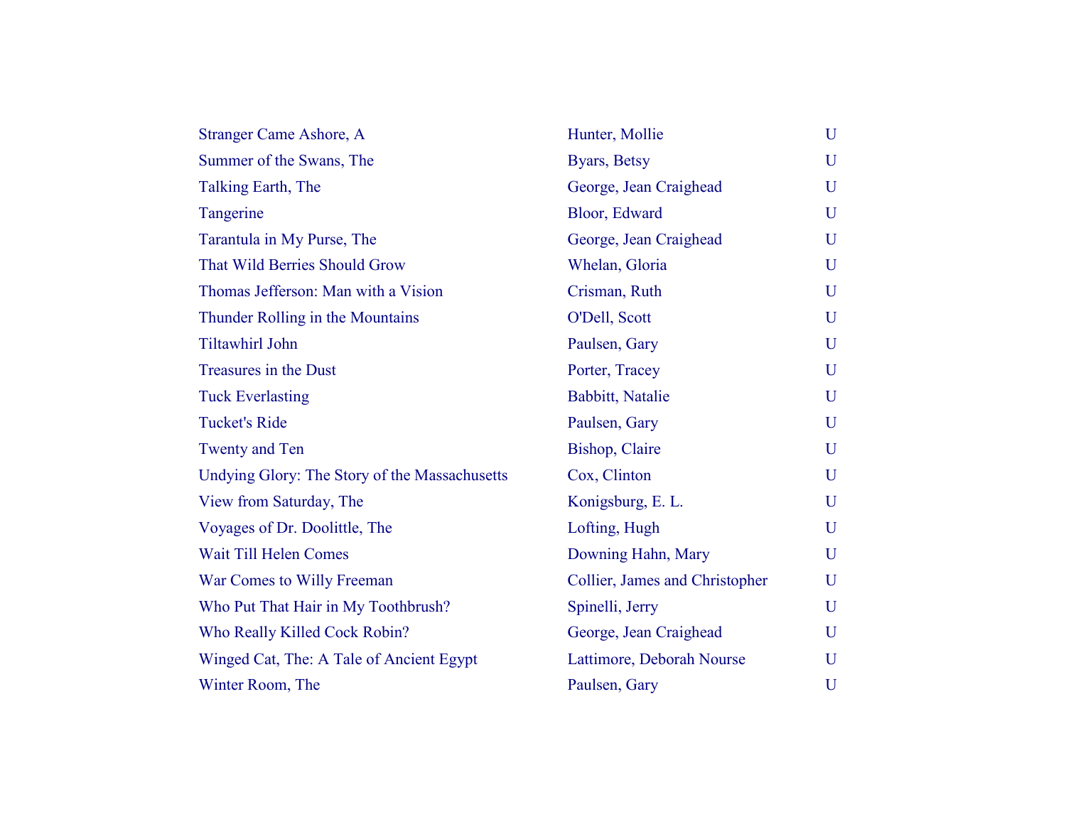| | | |
|---|---|---|
| Stranger Came Ashore, A | Hunter, Mollie | U |
| Summer of the Swans, The | Byars, Betsy | U |
| Talking Earth, The | George, Jean Craighead | U |
| Tangerine | Bloor, Edward | U |
| Tarantula in My Purse, The | George, Jean Craighead | U |
| That Wild Berries Should Grow | Whelan, Gloria | U |
| Thomas Jefferson: Man with a Vision | Crisman, Ruth | U |
| Thunder Rolling in the Mountains | O'Dell, Scott | U |
| Tiltawhirl John | Paulsen, Gary | U |
| Treasures in the Dust | Porter, Tracey | U |
| Tuck Everlasting | Babbitt, Natalie | U |
| Tucket's Ride | Paulsen, Gary | U |
| Twenty and Ten | Bishop, Claire | U |
| Undying Glory: The Story of the Massachusetts | Cox, Clinton | U |
| View from Saturday, The | Konigsburg, E. L. | U |
| Voyages of Dr. Doolittle, The | Lofting, Hugh | U |
| Wait Till Helen Comes | Downing Hahn, Mary | U |
| War Comes to Willy Freeman | Collier, James and Christopher | U |
| Who Put That Hair in My Toothbrush? | Spinelli, Jerry | U |
| Who Really Killed Cock Robin? | George, Jean Craighead | U |
| Winged Cat, The: A Tale of Ancient Egypt | Lattimore, Deborah Nourse | U |
| Winter Room, The | Paulsen, Gary | U |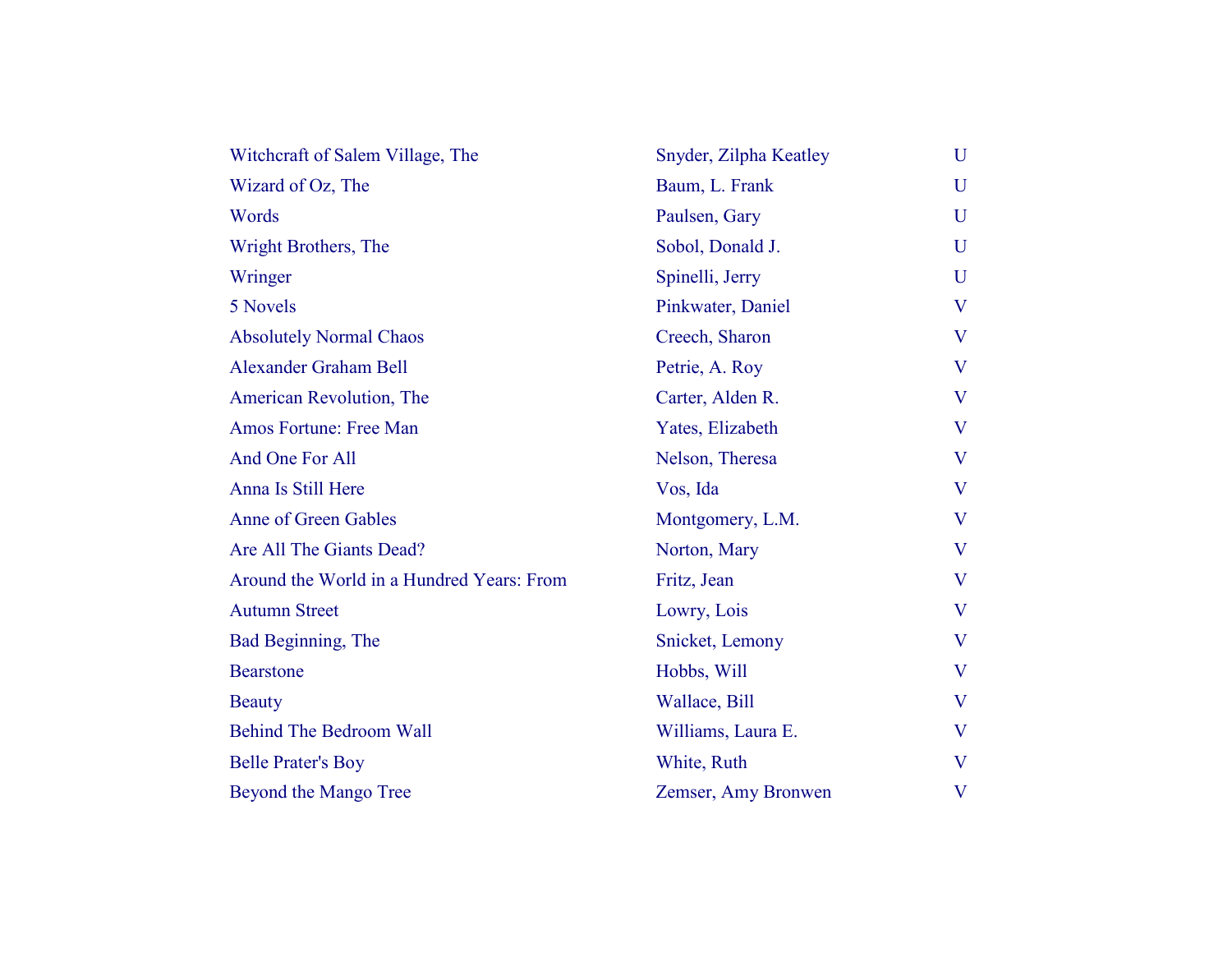| | | |
|---|---|---|
| Witchcraft of Salem Village, The | Snyder, Zilpha Keatley | U |
| Wizard of Oz, The | Baum, L. Frank | U |
| Words | Paulsen, Gary | U |
| Wright Brothers, The | Sobol, Donald J. | U |
| Wringer | Spinelli, Jerry | U |
| 5 Novels | Pinkwater, Daniel | V |
| Absolutely Normal Chaos | Creech, Sharon | V |
| Alexander Graham Bell | Petrie, A. Roy | V |
| American Revolution, The | Carter, Alden R. | V |
| Amos Fortune: Free Man | Yates, Elizabeth | V |
| And One For All | Nelson, Theresa | V |
| Anna Is Still Here | Vos, Ida | V |
| Anne of Green Gables | Montgomery, L.M. | V |
| Are All The Giants Dead? | Norton, Mary | V |
| Around the World in a Hundred Years: From | Fritz, Jean | V |
| Autumn Street | Lowry, Lois | V |
| Bad Beginning, The | Snicket, Lemony | V |
| Bearstone | Hobbs, Will | V |
| Beauty | Wallace, Bill | V |
| Behind The Bedroom Wall | Williams, Laura E. | V |
| Belle Prater's Boy | White, Ruth | V |
| Beyond the Mango Tree | Zemser, Amy Bronwen | V |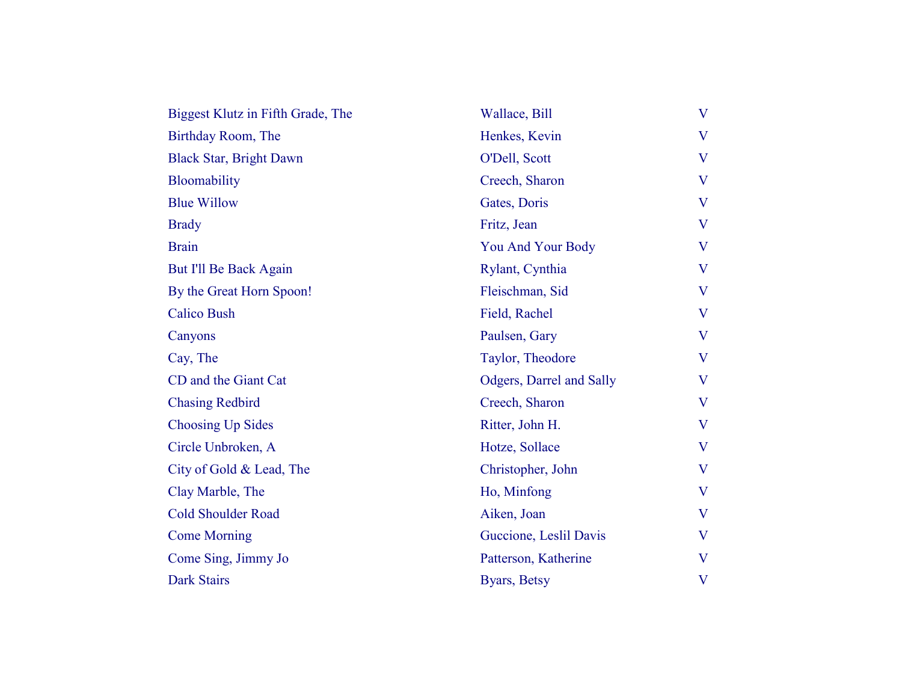| | | |
|---|---|---|
| Biggest Klutz in Fifth Grade, The | Wallace, Bill | V |
| Birthday Room, The | Henkes, Kevin | V |
| Black Star, Bright Dawn | O'Dell, Scott | V |
| Bloomability | Creech, Sharon | V |
| Blue Willow | Gates, Doris | V |
| Brady | Fritz, Jean | V |
| Brain | You And Your Body | V |
| But I'll Be Back Again | Rylant, Cynthia | V |
| By the Great Horn Spoon! | Fleischman, Sid | V |
| Calico Bush | Field, Rachel | V |
| Canyons | Paulsen, Gary | V |
| Cay, The | Taylor, Theodore | V |
| CD and the Giant Cat | Odgers, Darrel and Sally | V |
| Chasing Redbird | Creech, Sharon | V |
| Choosing Up Sides | Ritter, John H. | V |
| Circle Unbroken, A | Hotze, Sollace | V |
| City of Gold & Lead, The | Christopher, John | V |
| Clay Marble, The | Ho, Minfong | V |
| Cold Shoulder Road | Aiken, Joan | V |
| Come Morning | Guccione, Leslil Davis | V |
| Come Sing, Jimmy Jo | Patterson, Katherine | V |
| Dark Stairs | Byars, Betsy | V |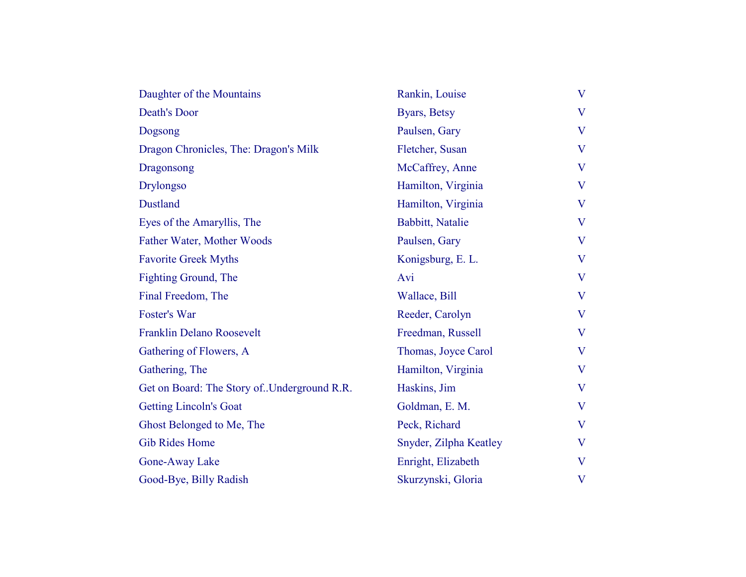| | | |
|---|---|---|
| Daughter of the Mountains | Rankin, Louise | V |
| Death's Door | Byars, Betsy | V |
| Dogsong | Paulsen, Gary | V |
| Dragon Chronicles, The: Dragon's Milk | Fletcher, Susan | V |
| Dragonsong | McCaffrey, Anne | V |
| Drylongso | Hamilton, Virginia | V |
| Dustland | Hamilton, Virginia | V |
| Eyes of the Amaryllis, The | Babbitt, Natalie | V |
| Father Water, Mother Woods | Paulsen, Gary | V |
| Favorite Greek Myths | Konigsburg, E. L. | V |
| Fighting Ground, The | Avi | V |
| Final Freedom, The | Wallace, Bill | V |
| Foster's War | Reeder, Carolyn | V |
| Franklin Delano Roosevelt | Freedman, Russell | V |
| Gathering of Flowers, A | Thomas, Joyce Carol | V |
| Gathering, The | Hamilton, Virginia | V |
| Get on Board: The Story of..Underground R.R. | Haskins, Jim | V |
| Getting Lincoln's Goat | Goldman, E. M. | V |
| Ghost Belonged to Me, The | Peck, Richard | V |
| Gib Rides Home | Snyder, Zilpha Keatley | V |
| Gone-Away Lake | Enright, Elizabeth | V |
| Good-Bye, Billy Radish | Skurzynski, Gloria | V |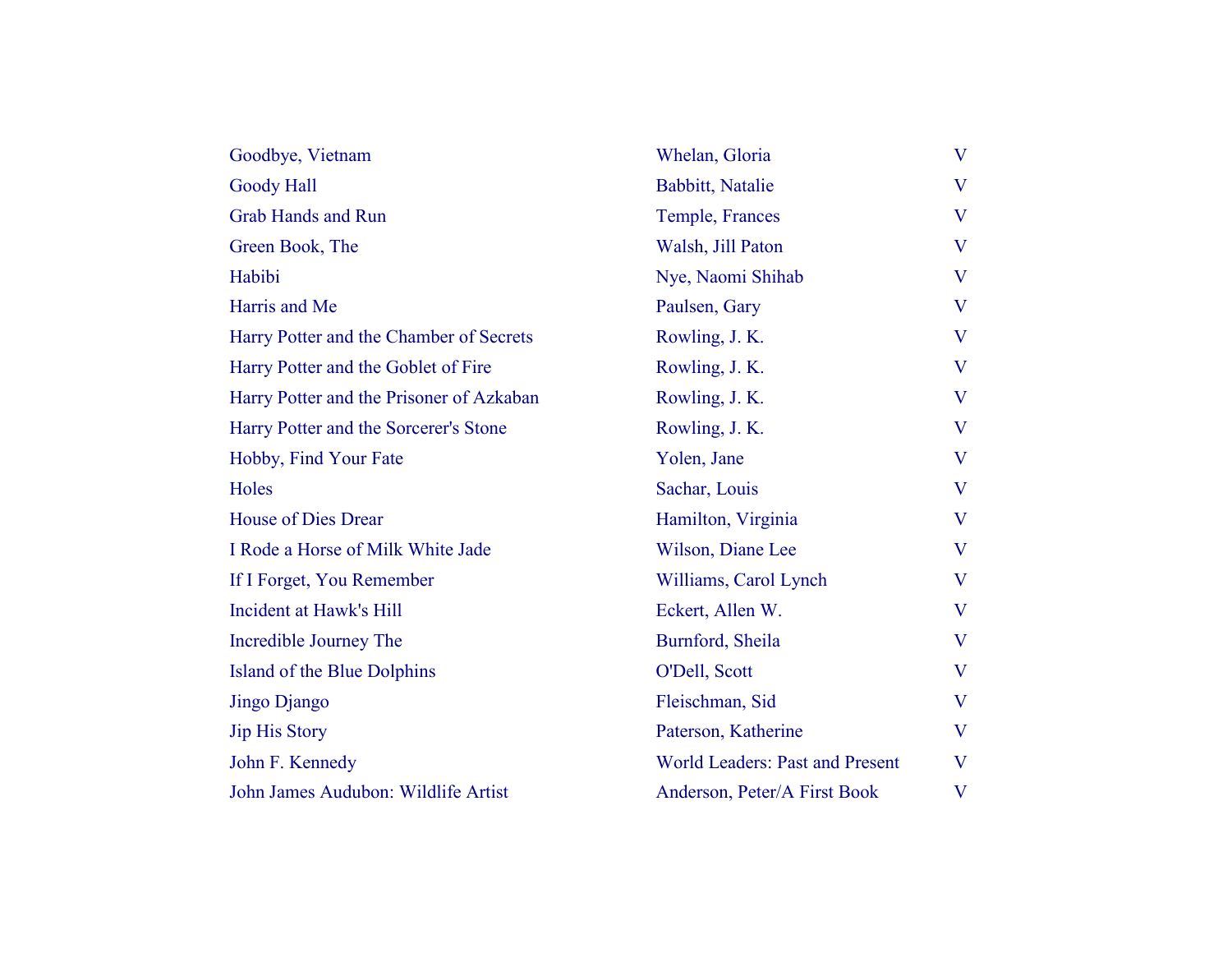| | | |
|---|---|---|
| Goodbye, Vietnam | Whelan, Gloria | V |
| Goody Hall | Babbitt, Natalie | V |
| Grab Hands and Run | Temple, Frances | V |
| Green Book, The | Walsh, Jill Paton | V |
| Habibi | Nye, Naomi Shihab | V |
| Harris and Me | Paulsen, Gary | V |
| Harry Potter and the Chamber of Secrets | Rowling, J. K. | V |
| Harry Potter and the Goblet of Fire | Rowling, J. K. | V |
| Harry Potter and the Prisoner of Azkaban | Rowling, J. K. | V |
| Harry Potter and the Sorcerer's Stone | Rowling, J. K. | V |
| Hobby, Find Your Fate | Yolen, Jane | V |
| Holes | Sachar, Louis | V |
| House of Dies Drear | Hamilton, Virginia | V |
| I Rode a Horse of Milk White Jade | Wilson, Diane Lee | V |
| If I Forget, You Remember | Williams, Carol Lynch | V |
| Incident at Hawk's Hill | Eckert, Allen W. | V |
| Incredible Journey The | Burnford, Sheila | V |
| Island of the Blue Dolphins | O'Dell, Scott | V |
| Jingo Django | Fleischman, Sid | V |
| Jip His Story | Paterson, Katherine | V |
| John F. Kennedy | World Leaders: Past and Present | V |
| John James Audubon: Wildlife Artist | Anderson, Peter/A First Book | V |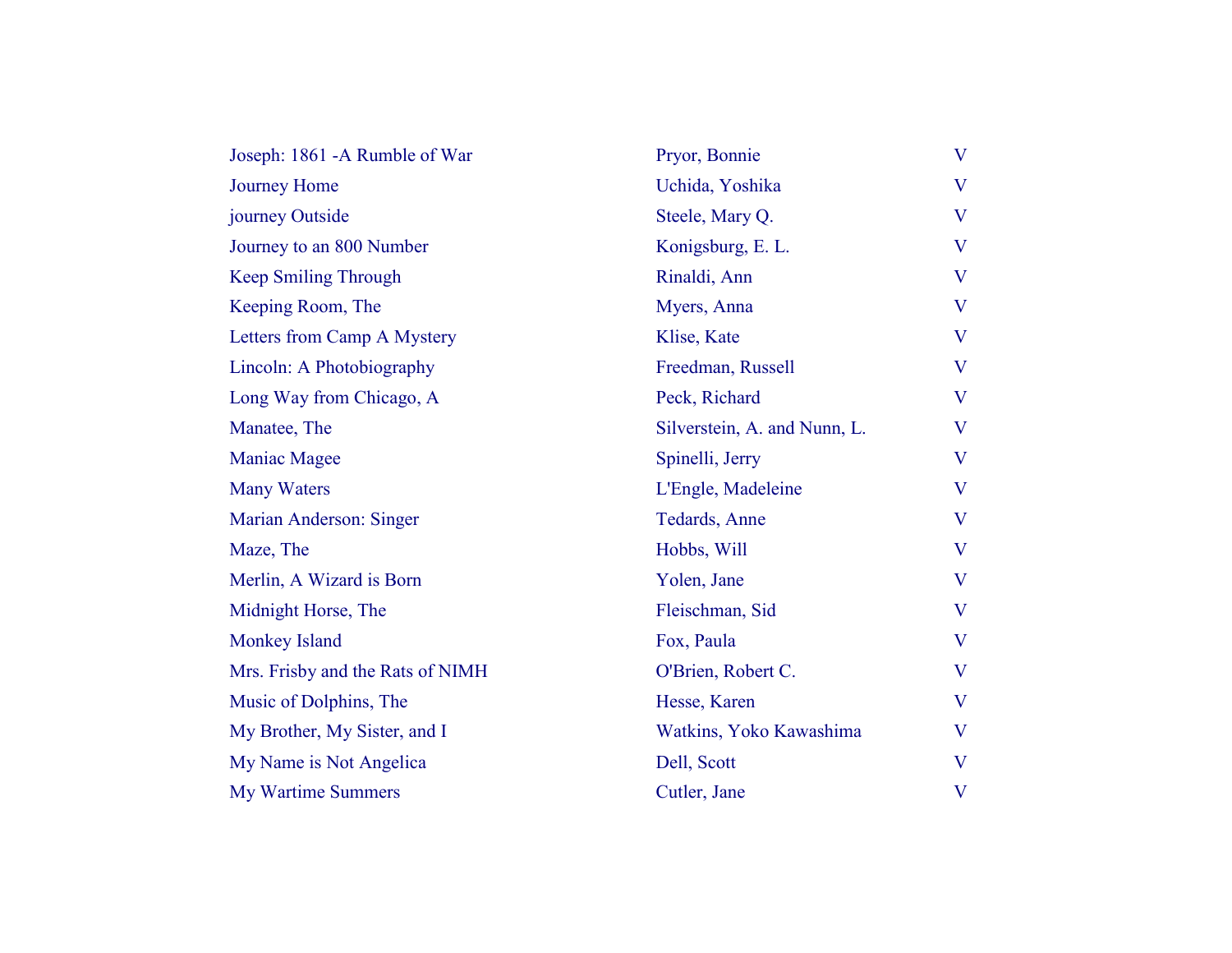| | | |
|---|---|---|
| Joseph: 1861 -A Rumble of War | Pryor, Bonnie | V |
| Journey Home | Uchida, Yoshika | V |
| journey Outside | Steele, Mary Q. | V |
| Journey to an 800 Number | Konigsburg, E. L. | V |
| Keep Smiling Through | Rinaldi, Ann | V |
| Keeping Room, The | Myers, Anna | V |
| Letters from Camp A Mystery | Klise, Kate | V |
| Lincoln: A Photobiography | Freedman, Russell | V |
| Long Way from Chicago, A | Peck, Richard | V |
| Manatee, The | Silverstein, A. and Nunn, L. | V |
| Maniac Magee | Spinelli, Jerry | V |
| Many Waters | L'Engle, Madeleine | V |
| Marian Anderson: Singer | Tedards, Anne | V |
| Maze, The | Hobbs, Will | V |
| Merlin, A Wizard is Born | Yolen, Jane | V |
| Midnight Horse, The | Fleischman, Sid | V |
| Monkey Island | Fox, Paula | V |
| Mrs. Frisby and the Rats of NIMH | O'Brien, Robert C. | V |
| Music of Dolphins, The | Hesse, Karen | V |
| My Brother, My Sister, and I | Watkins, Yoko Kawashima | V |
| My Name is Not Angelica | Dell, Scott | V |
| My Wartime Summers | Cutler, Jane | V |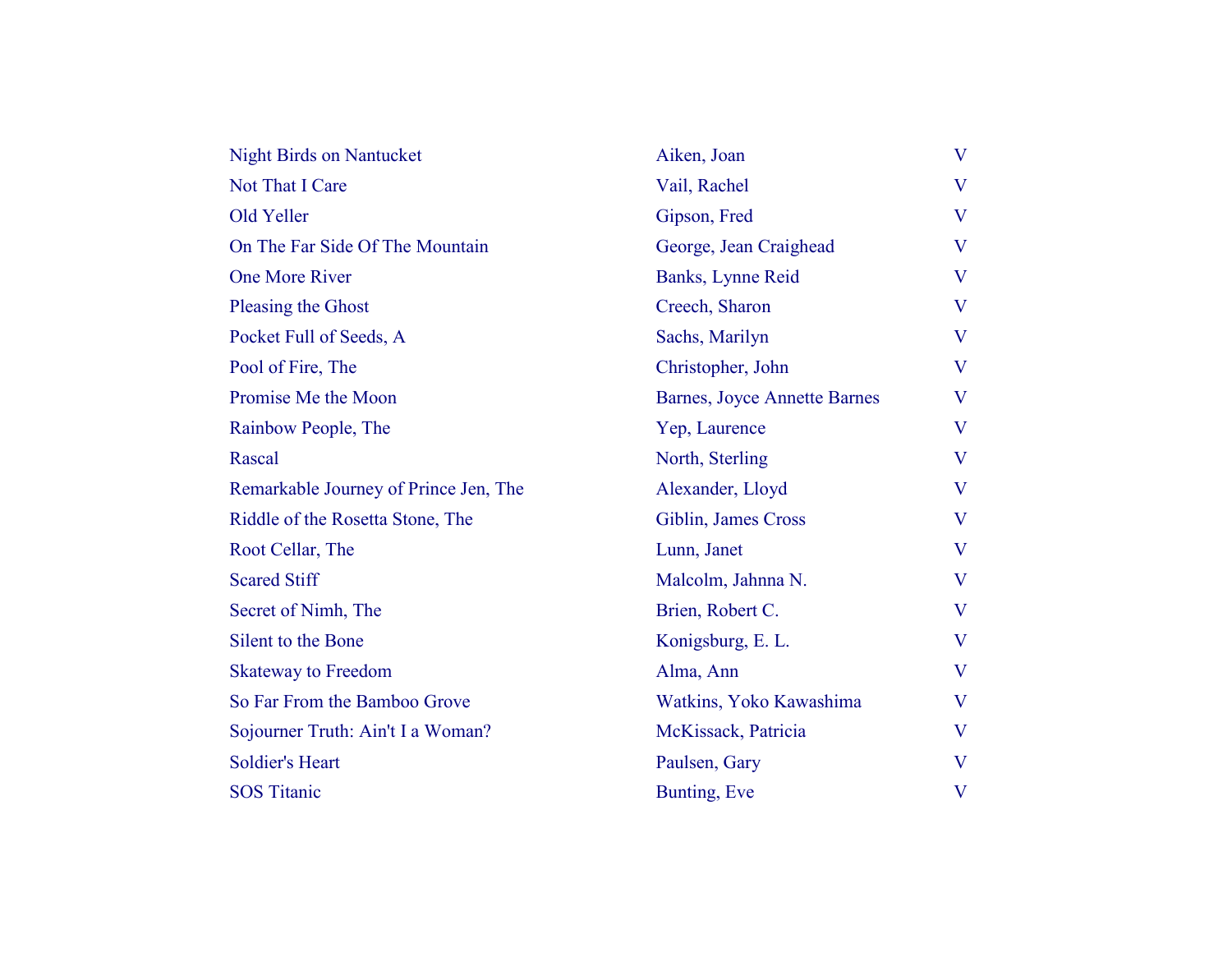| | | |
|---|---|---|
| Night Birds on Nantucket | Aiken, Joan | V |
| Not That I Care | Vail, Rachel | V |
| Old Yeller | Gipson, Fred | V |
| On The Far Side Of The Mountain | George, Jean Craighead | V |
| One More River | Banks, Lynne Reid | V |
| Pleasing the Ghost | Creech, Sharon | V |
| Pocket Full of Seeds, A | Sachs, Marilyn | V |
| Pool of Fire, The | Christopher, John | V |
| Promise Me the Moon | Barnes, Joyce Annette Barnes | V |
| Rainbow People, The | Yep, Laurence | V |
| Rascal | North, Sterling | V |
| Remarkable Journey of Prince Jen, The | Alexander, Lloyd | V |
| Riddle of the Rosetta Stone, The | Giblin, James Cross | V |
| Root Cellar, The | Lunn, Janet | V |
| Scared Stiff | Malcolm, Jahnna N. | V |
| Secret of Nimh, The | Brien, Robert C. | V |
| Silent to the Bone | Konigsburg, E. L. | V |
| Skateway to Freedom | Alma, Ann | V |
| So Far From the Bamboo Grove | Watkins, Yoko Kawashima | V |
| Sojourner Truth: Ain't I a Woman? | McKissack, Patricia | V |
| Soldier's Heart | Paulsen, Gary | V |
| SOS Titanic | Bunting, Eve | V |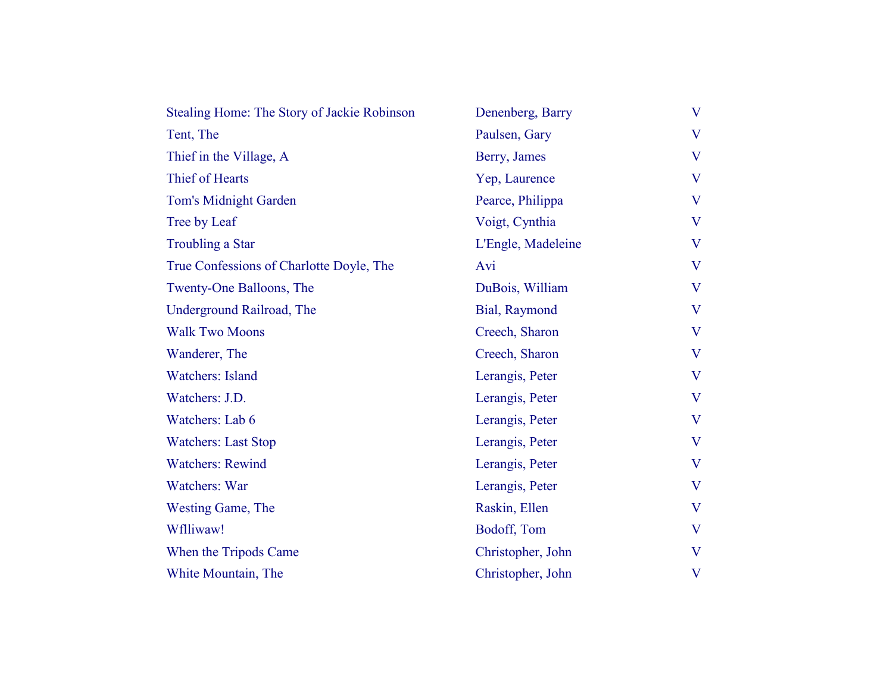| | | |
|---|---|---|
| Stealing Home: The Story of Jackie Robinson | Denenberg, Barry | V |
| Tent, The | Paulsen, Gary | V |
| Thief in the Village, A | Berry, James | V |
| Thief of Hearts | Yep, Laurence | V |
| Tom's Midnight Garden | Pearce, Philippa | V |
| Tree by Leaf | Voigt, Cynthia | V |
| Troubling a Star | L'Engle, Madeleine | V |
| True Confessions of Charlotte Doyle, The | Avi | V |
| Twenty-One Balloons, The | DuBois, William | V |
| Underground Railroad, The | Bial, Raymond | V |
| Walk Two Moons | Creech, Sharon | V |
| Wanderer, The | Creech, Sharon | V |
| Watchers: Island | Lerangis, Peter | V |
| Watchers: J.D. | Lerangis, Peter | V |
| Watchers: Lab 6 | Lerangis, Peter | V |
| Watchers: Last Stop | Lerangis, Peter | V |
| Watchers: Rewind | Lerangis, Peter | V |
| Watchers: War | Lerangis, Peter | V |
| Westing Game, The | Raskin, Ellen | V |
| Wflliwaw! | Bodoff, Tom | V |
| When the Tripods Came | Christopher, John | V |
| White Mountain, The | Christopher, John | V |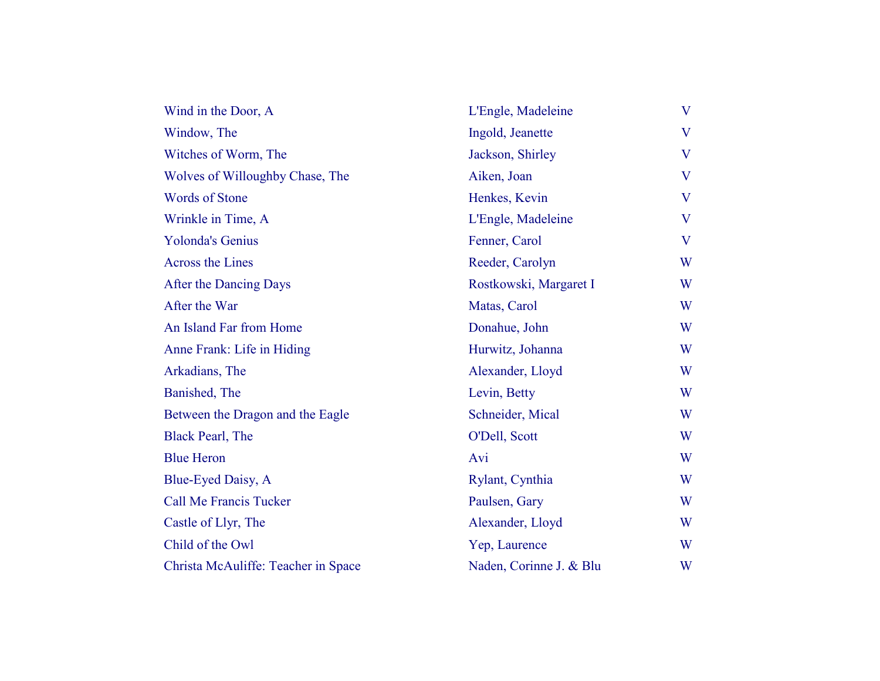| | | |
|---|---|---|
| Wind in the Door, A | L'Engle, Madeleine | V |
| Window, The | Ingold, Jeanette | V |
| Witches of Worm, The | Jackson, Shirley | V |
| Wolves of Willoughby Chase, The | Aiken, Joan | V |
| Words of Stone | Henkes, Kevin | V |
| Wrinkle in Time, A | L'Engle, Madeleine | V |
| Yolonda's Genius | Fenner, Carol | V |
| Across the Lines | Reeder, Carolyn | W |
| After the Dancing Days | Rostkowski, Margaret I | W |
| After the War | Matas, Carol | W |
| An Island Far from Home | Donahue, John | W |
| Anne Frank: Life in Hiding | Hurwitz, Johanna | W |
| Arkadians, The | Alexander, Lloyd | W |
| Banished, The | Levin, Betty | W |
| Between the Dragon and the Eagle | Schneider, Mical | W |
| Black Pearl, The | O'Dell, Scott | W |
| Blue Heron | Avi | W |
| Blue-Eyed Daisy, A | Rylant, Cynthia | W |
| Call Me Francis Tucker | Paulsen, Gary | W |
| Castle of Llyr, The | Alexander, Lloyd | W |
| Child of the Owl | Yep, Laurence | W |
| Christa McAuliffe: Teacher in Space | Naden, Corinne J. & Blu | W |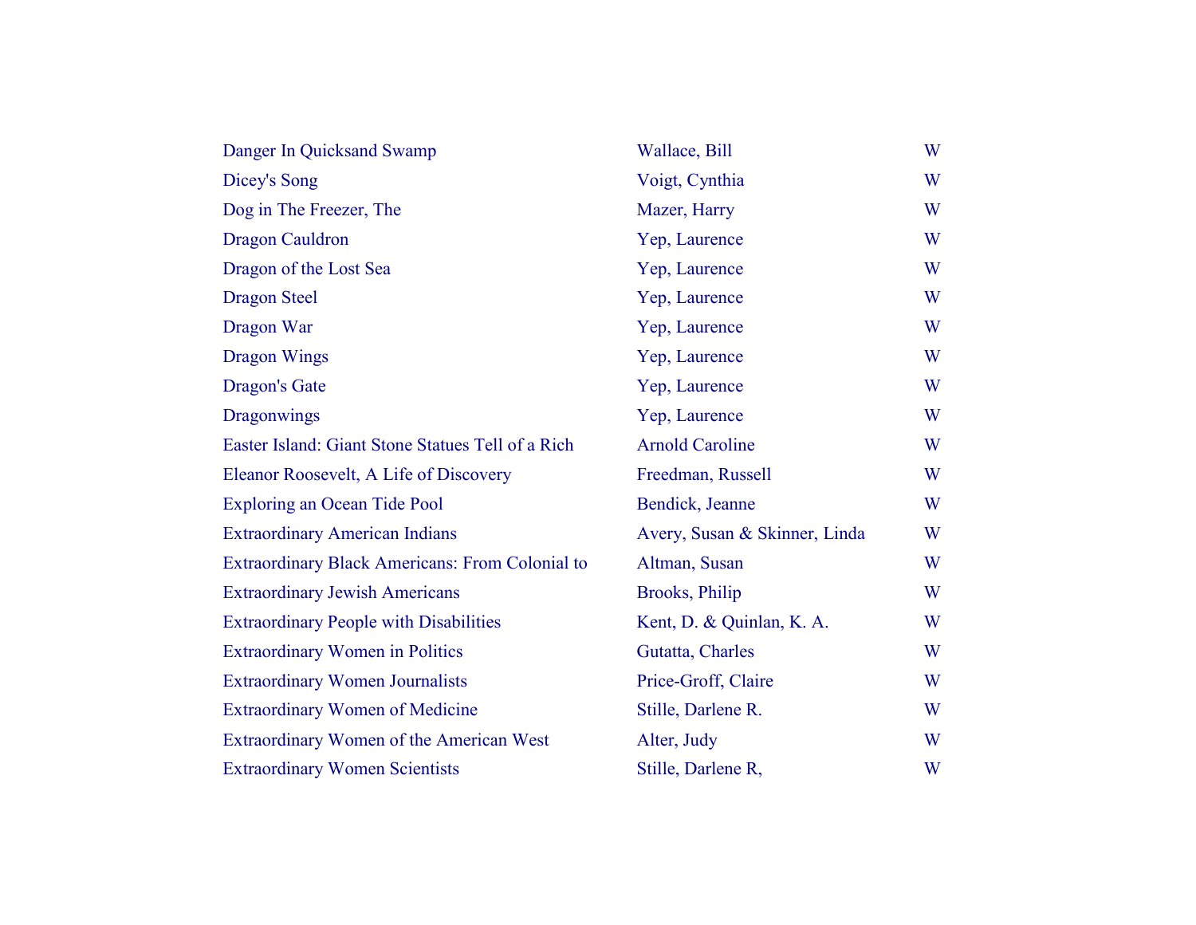| | | |
|---|---|---|
| Danger In Quicksand Swamp | Wallace, Bill | W |
| Dicey's Song | Voigt, Cynthia | W |
| Dog in The Freezer, The | Mazer, Harry | W |
| Dragon Cauldron | Yep, Laurence | W |
| Dragon of the Lost Sea | Yep, Laurence | W |
| Dragon Steel | Yep, Laurence | W |
| Dragon War | Yep, Laurence | W |
| Dragon Wings | Yep, Laurence | W |
| Dragon's Gate | Yep, Laurence | W |
| Dragonwings | Yep, Laurence | W |
| Easter Island: Giant Stone Statues Tell of a Rich | Arnold Caroline | W |
| Eleanor Roosevelt, A Life of Discovery | Freedman, Russell | W |
| Exploring an Ocean Tide Pool | Bendick, Jeanne | W |
| Extraordinary American Indians | Avery, Susan & Skinner, Linda | W |
| Extraordinary Black Americans: From Colonial to | Altman, Susan | W |
| Extraordinary Jewish Americans | Brooks, Philip | W |
| Extraordinary People with Disabilities | Kent, D. & Quinlan, K. A. | W |
| Extraordinary Women in Politics | Gutatta, Charles | W |
| Extraordinary Women Journalists | Price-Groff, Claire | W |
| Extraordinary Women of Medicine | Stille, Darlene R. | W |
| Extraordinary Women of the American West | Alter, Judy | W |
| Extraordinary Women Scientists | Stille, Darlene R, | W |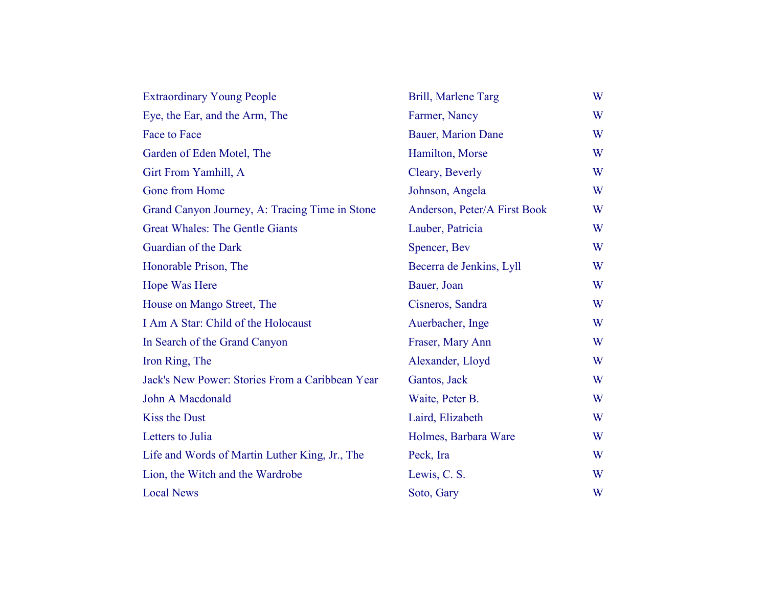| | | |
|---|---|---|
| Extraordinary Young People | Brill, Marlene Targ | W |
| Eye, the Ear, and the Arm, The | Farmer, Nancy | W |
| Face to Face | Bauer, Marion Dane | W |
| Garden of Eden Motel, The | Hamilton, Morse | W |
| Girt From Yamhill, A | Cleary, Beverly | W |
| Gone from Home | Johnson, Angela | W |
| Grand Canyon Journey, A: Tracing Time in Stone | Anderson, Peter/A First Book | W |
| Great Whales: The Gentle Giants | Lauber, Patricia | W |
| Guardian of the Dark | Spencer, Bev | W |
| Honorable Prison, The | Becerra de Jenkins, Lyll | W |
| Hope Was Here | Bauer, Joan | W |
| House on Mango Street, The | Cisneros, Sandra | W |
| I Am A Star: Child of the Holocaust | Auerbacher, Inge | W |
| In Search of the Grand Canyon | Fraser, Mary Ann | W |
| Iron Ring, The | Alexander, Lloyd | W |
| Jack's New Power: Stories From a Caribbean Year | Gantos, Jack | W |
| John A Macdonald | Waite, Peter B. | W |
| Kiss the Dust | Laird, Elizabeth | W |
| Letters to Julia | Holmes, Barbara Ware | W |
| Life and Words of Martin Luther King, Jr., The | Peck, Ira | W |
| Lion, the Witch and the Wardrobe | Lewis, C. S. | W |
| Local News | Soto, Gary | W |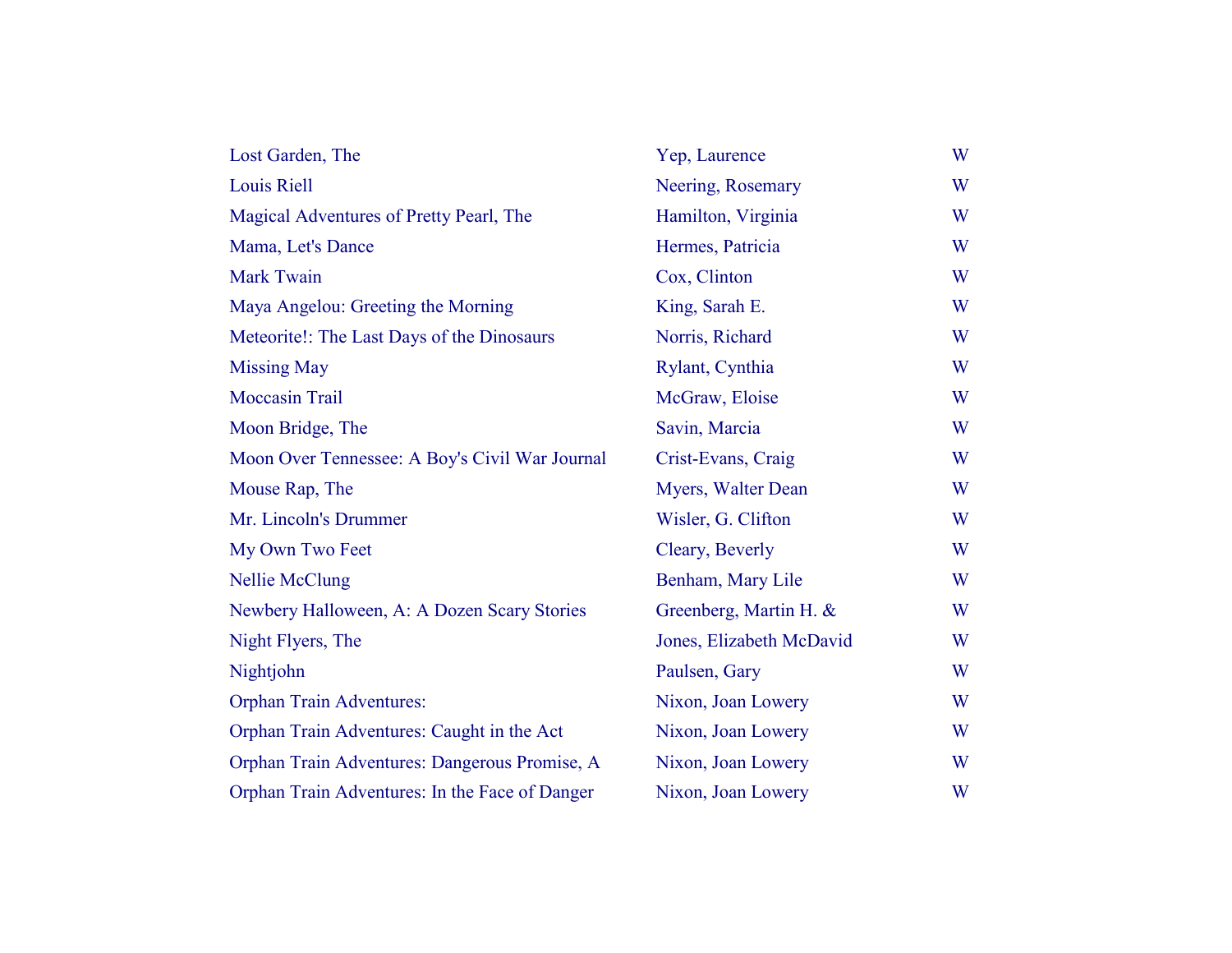| | | |
|---|---|---|
| Lost Garden, The | Yep, Laurence | W |
| Louis Riell | Neering, Rosemary | W |
| Magical Adventures of Pretty Pearl, The | Hamilton, Virginia | W |
| Mama, Let's Dance | Hermes, Patricia | W |
| Mark Twain | Cox, Clinton | W |
| Maya Angelou: Greeting the Morning | King, Sarah E. | W |
| Meteorite!: The Last Days of the Dinosaurs | Norris, Richard | W |
| Missing May | Rylant, Cynthia | W |
| Moccasin Trail | McGraw, Eloise | W |
| Moon Bridge, The | Savin, Marcia | W |
| Moon Over Tennessee: A Boy's Civil War Journal | Crist-Evans, Craig | W |
| Mouse Rap, The | Myers, Walter Dean | W |
| Mr. Lincoln's Drummer | Wisler, G. Clifton | W |
| My Own Two Feet | Cleary, Beverly | W |
| Nellie McClung | Benham, Mary Lile | W |
| Newbery Halloween, A: A Dozen Scary Stories | Greenberg, Martin H. & | W |
| Night Flyers, The | Jones, Elizabeth McDavid | W |
| Nightjohn | Paulsen, Gary | W |
| Orphan Train Adventures: | Nixon, Joan Lowery | W |
| Orphan Train Adventures: Caught in the Act | Nixon, Joan Lowery | W |
| Orphan Train Adventures: Dangerous Promise, A | Nixon, Joan Lowery | W |
| Orphan Train Adventures: In the Face of Danger | Nixon, Joan Lowery | W |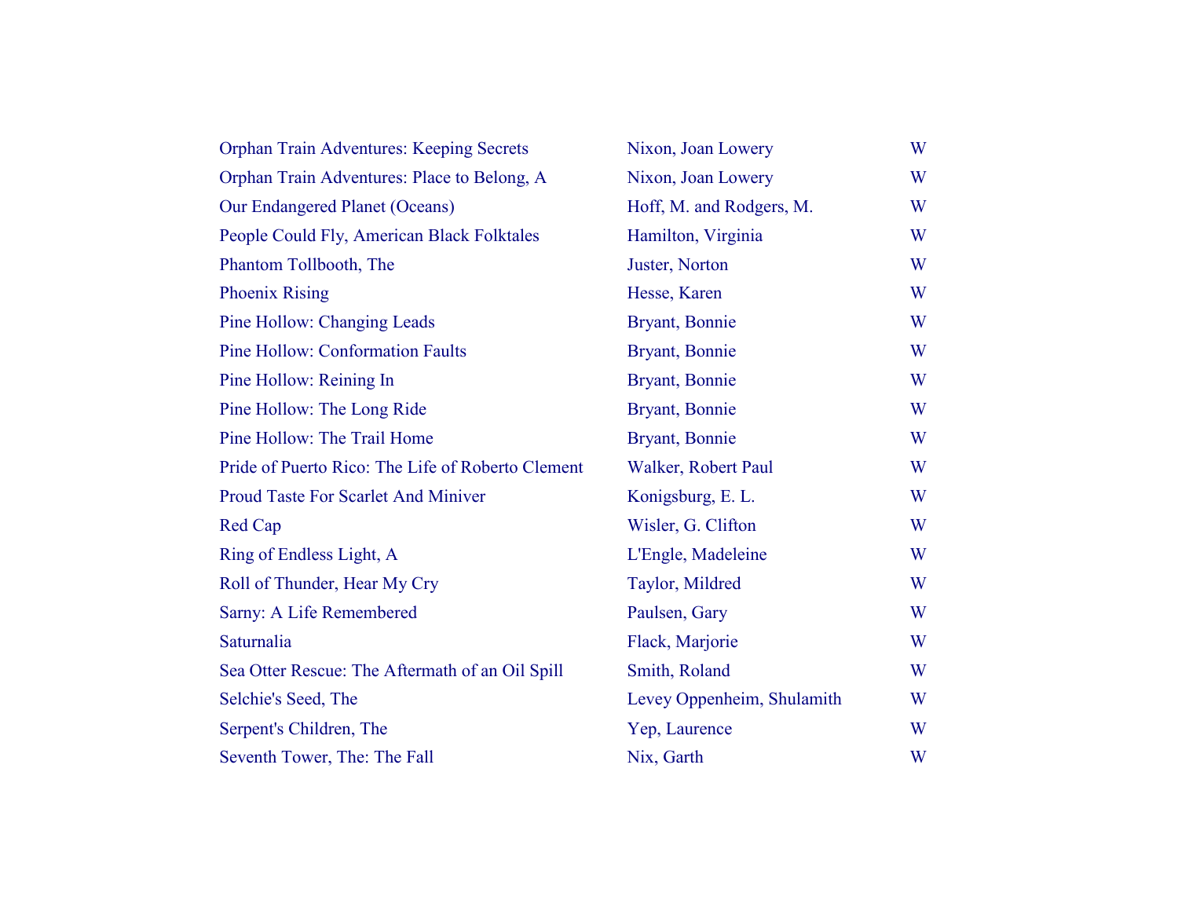| | | |
|---|---|---|
| Orphan Train Adventures: Keeping Secrets | Nixon, Joan Lowery | W |
| Orphan Train Adventures: Place to Belong, A | Nixon, Joan Lowery | W |
| Our Endangered Planet (Oceans) | Hoff, M. and Rodgers, M. | W |
| People Could Fly, American Black Folktales | Hamilton, Virginia | W |
| Phantom Tollbooth, The | Juster, Norton | W |
| Phoenix Rising | Hesse, Karen | W |
| Pine Hollow: Changing Leads | Bryant, Bonnie | W |
| Pine Hollow: Conformation Faults | Bryant, Bonnie | W |
| Pine Hollow: Reining In | Bryant, Bonnie | W |
| Pine Hollow: The Long Ride | Bryant, Bonnie | W |
| Pine Hollow: The Trail Home | Bryant, Bonnie | W |
| Pride of Puerto Rico: The Life of Roberto Clement | Walker, Robert Paul | W |
| Proud Taste For Scarlet And Miniver | Konigsburg, E. L. | W |
| Red Cap | Wisler, G. Clifton | W |
| Ring of Endless Light, A | L'Engle, Madeleine | W |
| Roll of Thunder, Hear My Cry | Taylor, Mildred | W |
| Sarny: A Life Remembered | Paulsen, Gary | W |
| Saturnalia | Flack, Marjorie | W |
| Sea Otter Rescue: The Aftermath of an Oil Spill | Smith, Roland | W |
| Selchie's Seed, The | Levey Oppenheim, Shulamith | W |
| Serpent's Children, The | Yep, Laurence | W |
| Seventh Tower, The: The Fall | Nix, Garth | W |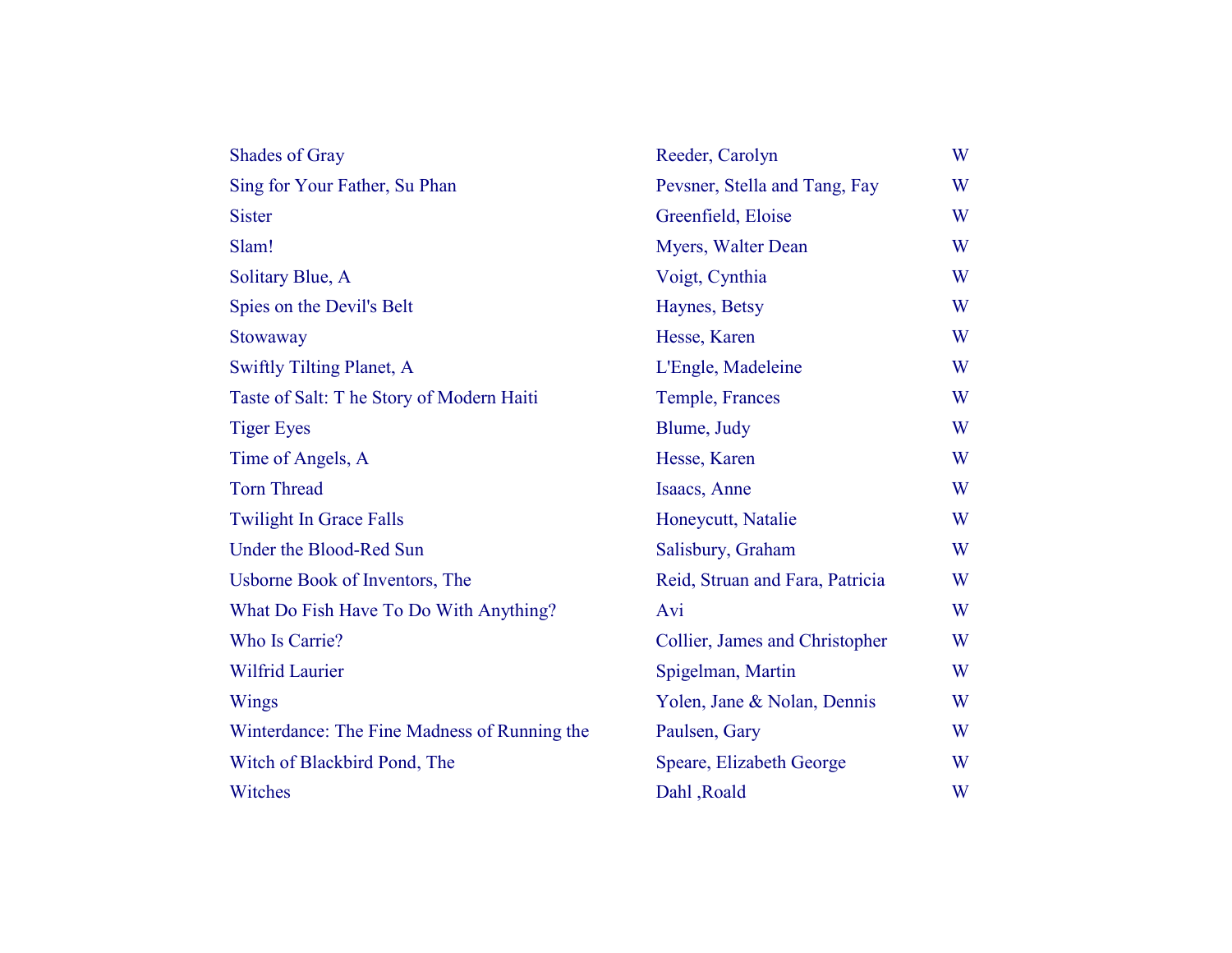| | | |
|---|---|---|
| Shades of Gray | Reeder, Carolyn | W |
| Sing for Your Father, Su Phan | Pevsner, Stella and Tang, Fay | W |
| Sister | Greenfield, Eloise | W |
| Slam! | Myers, Walter Dean | W |
| Solitary Blue, A | Voigt, Cynthia | W |
| Spies on the Devil's Belt | Haynes, Betsy | W |
| Stowaway | Hesse, Karen | W |
| Swiftly Tilting Planet, A | L'Engle, Madeleine | W |
| Taste of Salt: T he Story of Modern Haiti | Temple, Frances | W |
| Tiger Eyes | Blume, Judy | W |
| Time of Angels, A | Hesse, Karen | W |
| Torn Thread | Isaacs, Anne | W |
| Twilight In Grace Falls | Honeycutt, Natalie | W |
| Under the Blood-Red Sun | Salisbury, Graham | W |
| Usborne Book of Inventors, The | Reid, Struan and Fara, Patricia | W |
| What Do Fish Have To Do With Anything? | Avi | W |
| Who Is Carrie? | Collier, James and Christopher | W |
| Wilfrid Laurier | Spigelman, Martin | W |
| Wings | Yolen, Jane & Nolan, Dennis | W |
| Winterdance: The Fine Madness of Running the | Paulsen, Gary | W |
| Witch of Blackbird Pond, The | Speare, Elizabeth George | W |
| Witches | Dahl ,Roald | W |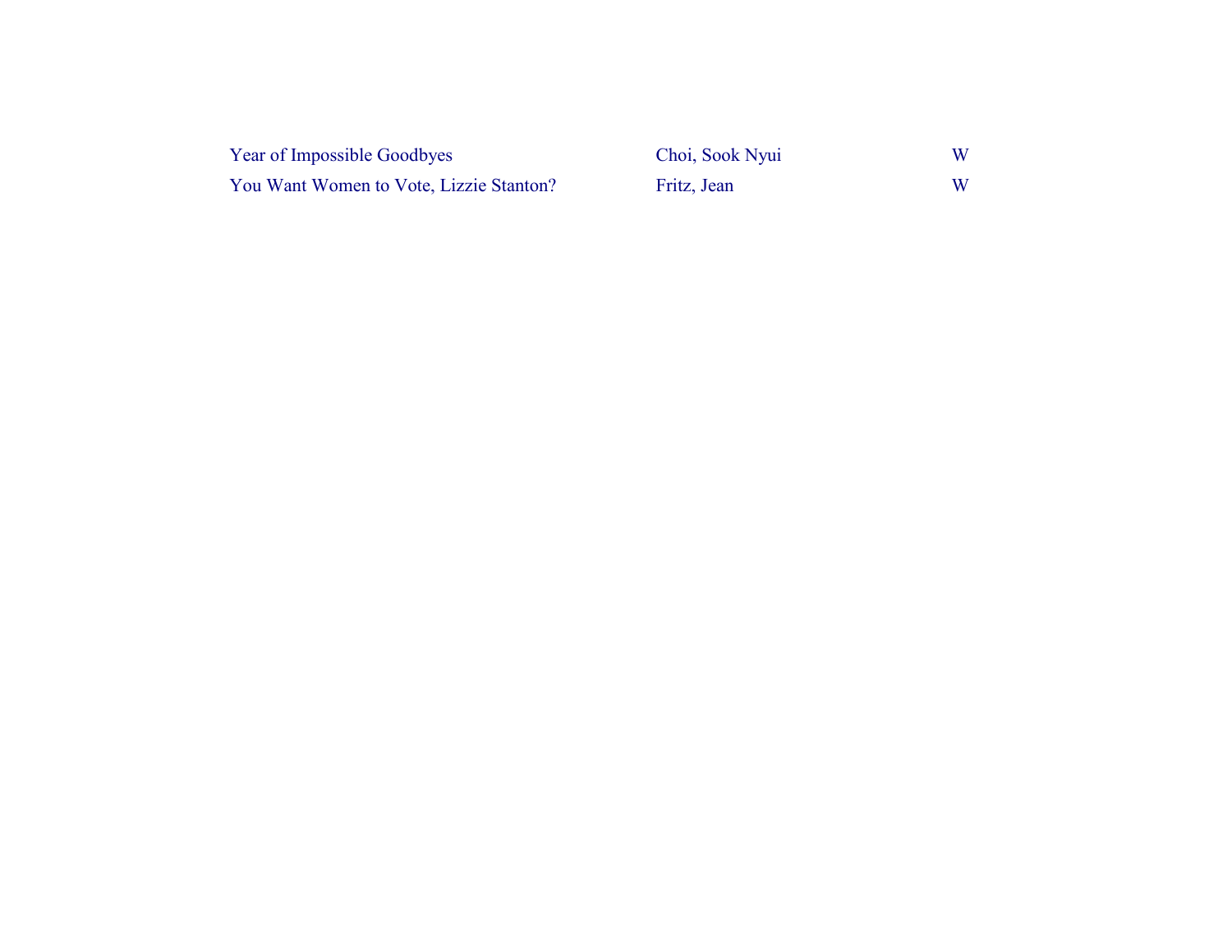| | | |
|---|---|---|
| Year of Impossible Goodbyes | Choi, Sook Nyui | W |
| You Want Women to Vote, Lizzie Stanton? | Fritz, Jean | W |